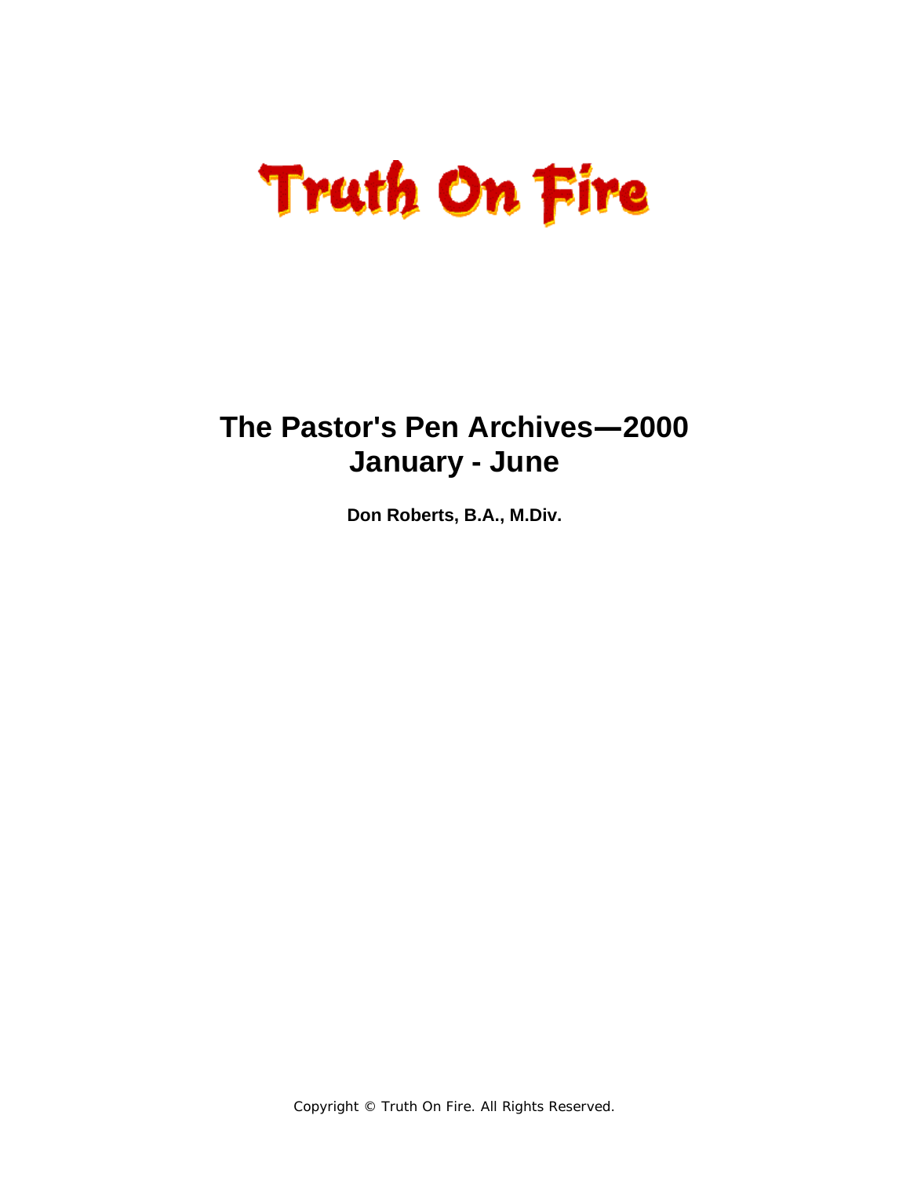# Truth On Fire

## The Pastor's Pen Archives—2000 January - June

**Don Roberts, B.A., M.Div.**

Copyright © Truth On Fire. All Rights Reserved.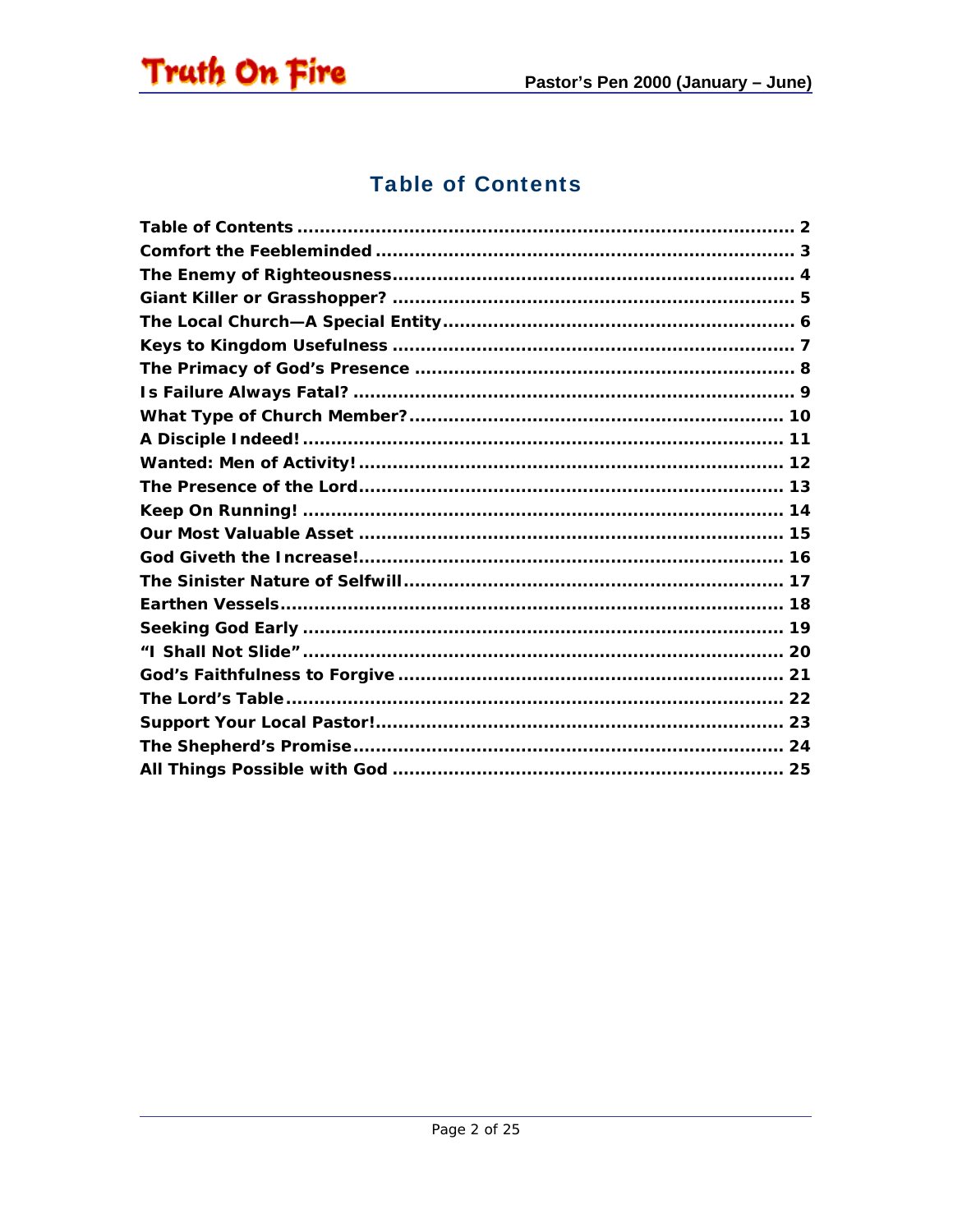## Table of Contents

Table of Contents .......................................................................................... 2
Comfort the Feebleminded ............................................................................ 3
The Enemy of Righteousness........................................................................ 4
Giant Killer or Grasshopper? ........................................................................ 5
The Local Church—A Special Entity.............................................................. 6
Keys to Kingdom Usefulness ........................................................................ 7
The Primacy of God's Presence .................................................................... 8
Is Failure Always Fatal? .............................................................................. 9
What Type of Church Member?.................................................................... 10
A Disciple Indeed!....................................................................................... 11
Wanted: Men of Activity!............................................................................. 12
The Presence of the Lord............................................................................ 13
Keep On Running! ...................................................................................... 14
Our Most Valuable Asset ............................................................................ 15
God Giveth the Increase!............................................................................ 16
The Sinister Nature of Selfwill..................................................................... 17
Earthen Vessels.......................................................................................... 18
Seeking God Early ...................................................................................... 19
"I Shall Not Slide"....................................................................................... 20
God's Faithfulness to Forgive ..................................................................... 21
The Lord's Table......................................................................................... 22
Support Your Local Pastor!.......................................................................... 23
The Shepherd's Promise.............................................................................. 24
All Things Possible with God ...................................................................... 25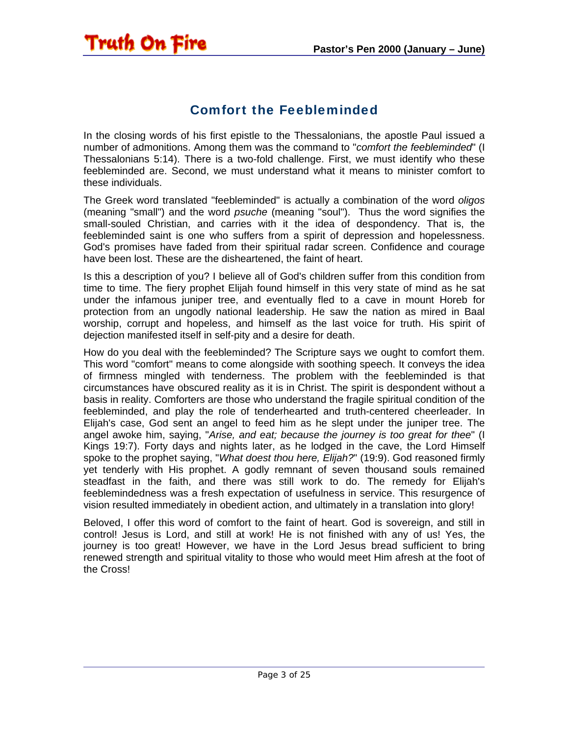## Comfort the Feebleminded

In the closing words of his first epistle to the Thessalonians, the apostle Paul issued a number of admonitions. Among them was the command to "*comfort the feebleminded*" (I Thessalonians 5:14). There is a two-fold challenge. First, we must identify who these feebleminded are. Second, we must understand what it means to minister comfort to these individuals.

The Greek word translated "feebleminded" is actually a combination of the word *oligos* (meaning "small") and the word *psuche* (meaning "soul"). Thus the word signifies the small-souled Christian, and carries with it the idea of despondency. That is, the feebleminded saint is one who suffers from a spirit of depression and hopelessness. God's promises have faded from their spiritual radar screen. Confidence and courage have been lost. These are the disheartened, the faint of heart.

Is this a description of you? I believe all of God's children suffer from this condition from time to time. The fiery prophet Elijah found himself in this very state of mind as he sat under the infamous juniper tree, and eventually fled to a cave in mount Horeb for protection from an ungodly national leadership. He saw the nation as mired in Baal worship, corrupt and hopeless, and himself as the last voice for truth. His spirit of dejection manifested itself in self-pity and a desire for death.

How do you deal with the feebleminded? The Scripture says we ought to comfort them. This word "comfort" means to come alongside with soothing speech. It conveys the idea of firmness mingled with tenderness. The problem with the feebleminded is that circumstances have obscured reality as it is in Christ. The spirit is despondent without a basis in reality. Comforters are those who understand the fragile spiritual condition of the feebleminded, and play the role of tenderhearted and truth-centered cheerleader. In Elijah's case, God sent an angel to feed him as he slept under the juniper tree. The angel awoke him, saying, "*Arise, and eat; because the journey is too great for thee*" (I Kings 19:7). Forty days and nights later, as he lodged in the cave, the Lord Himself spoke to the prophet saying, "*What doest thou here, Elijah?*" (19:9). God reasoned firmly yet tenderly with His prophet. A godly remnant of seven thousand souls remained steadfast in the faith, and there was still work to do. The remedy for Elijah's feeblemindedness was a fresh expectation of usefulness in service. This resurgence of vision resulted immediately in obedient action, and ultimately in a translation into glory!

Beloved, I offer this word of comfort to the faint of heart. God is sovereign, and still in control! Jesus is Lord, and still at work! He is not finished with any of us! Yes, the journey is too great! However, we have in the Lord Jesus bread sufficient to bring renewed strength and spiritual vitality to those who would meet Him afresh at the foot of the Cross!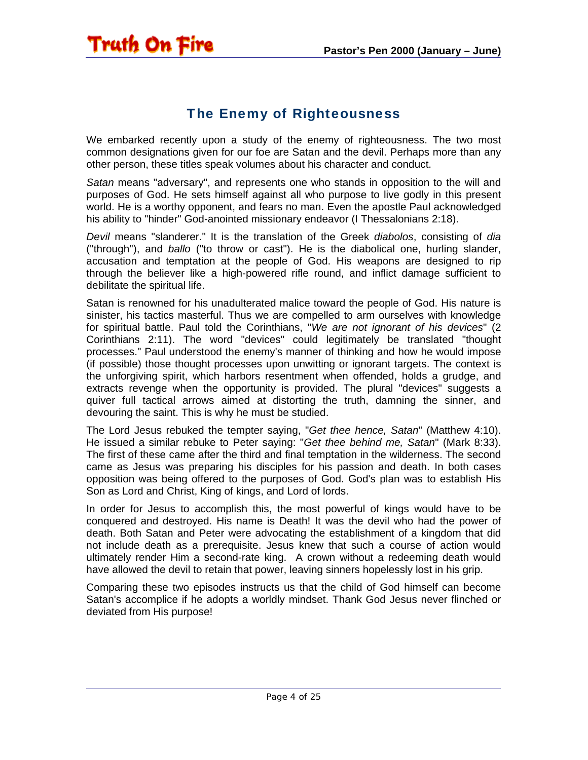## The Enemy of Righteousness

We embarked recently upon a study of the enemy of righteousness. The two most common designations given for our foe are Satan and the devil. Perhaps more than any other person, these titles speak volumes about his character and conduct.

*Satan* means "adversary", and represents one who stands in opposition to the will and purposes of God. He sets himself against all who purpose to live godly in this present world. He is a worthy opponent, and fears no man. Even the apostle Paul acknowledged his ability to "hinder" God-anointed missionary endeavor (I Thessalonians 2:18).

*Devil* means "slanderer." It is the translation of the Greek *diabolos*, consisting of *dia* ("through"), and *ballo* ("to throw or cast"). He is the diabolical one, hurling slander, accusation and temptation at the people of God. His weapons are designed to rip through the believer like a high-powered rifle round, and inflict damage sufficient to debilitate the spiritual life.

Satan is renowned for his unadulterated malice toward the people of God. His nature is sinister, his tactics masterful. Thus we are compelled to arm ourselves with knowledge for spiritual battle. Paul told the Corinthians, "*We are not ignorant of his devices*" (2 Corinthians 2:11). The word "devices" could legitimately be translated "thought processes." Paul understood the enemy's manner of thinking and how he would impose (if possible) those thought processes upon unwitting or ignorant targets. The context is the unforgiving spirit, which harbors resentment when offended, holds a grudge, and extracts revenge when the opportunity is provided. The plural "devices" suggests a quiver full tactical arrows aimed at distorting the truth, damning the sinner, and devouring the saint. This is why he must be studied.

The Lord Jesus rebuked the tempter saying, "*Get thee hence, Satan*" (Matthew 4:10). He issued a similar rebuke to Peter saying: "*Get thee behind me, Satan*" (Mark 8:33). The first of these came after the third and final temptation in the wilderness. The second came as Jesus was preparing his disciples for his passion and death. In both cases opposition was being offered to the purposes of God. God's plan was to establish His Son as Lord and Christ, King of kings, and Lord of lords.

In order for Jesus to accomplish this, the most powerful of kings would have to be conquered and destroyed. His name is Death! It was the devil who had the power of death. Both Satan and Peter were advocating the establishment of a kingdom that did not include death as a prerequisite. Jesus knew that such a course of action would ultimately render Him a second-rate king. A crown without a redeeming death would have allowed the devil to retain that power, leaving sinners hopelessly lost in his grip.

Comparing these two episodes instructs us that the child of God himself can become Satan's accomplice if he adopts a worldly mindset. Thank God Jesus never flinched or deviated from His purpose!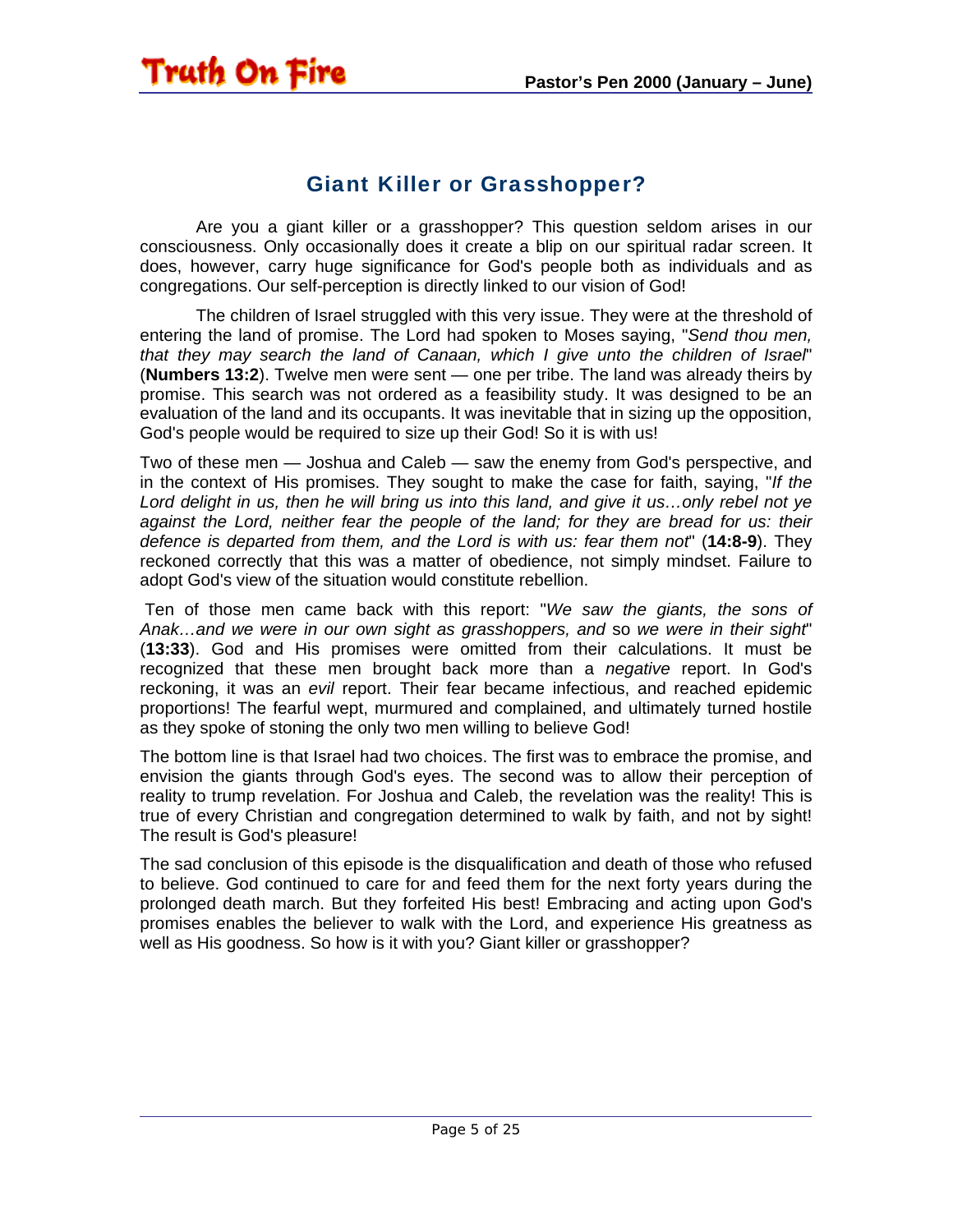## Giant Killer or Grasshopper?

Are you a giant killer or a grasshopper? This question seldom arises in our consciousness. Only occasionally does it create a blip on our spiritual radar screen. It does, however, carry huge significance for God's people both as individuals and as congregations. Our self-perception is directly linked to our vision of God!

The children of Israel struggled with this very issue. They were at the threshold of entering the land of promise. The Lord had spoken to Moses saying, "*Send thou men, that they may search the land of Canaan, which I give unto the children of Israel*" (**Numbers 13:2**). Twelve men were sent — one per tribe. The land was already theirs by promise. This search was not ordered as a feasibility study. It was designed to be an evaluation of the land and its occupants. It was inevitable that in sizing up the opposition, God's people would be required to size up their God! So it is with us!

Two of these men — Joshua and Caleb — saw the enemy from God's perspective, and in the context of His promises. They sought to make the case for faith, saying, "*If the Lord delight in us, then he will bring us into this land, and give it us…only rebel not ye against the Lord, neither fear the people of the land; for they are bread for us: their defence is departed from them, and the Lord is with us: fear them not*" (**14:8-9**). They reckoned correctly that this was a matter of obedience, not simply mindset. Failure to adopt God's view of the situation would constitute rebellion.

Ten of those men came back with this report: "*We saw the giants, the sons of Anak…and we were in our own sight as grasshoppers, and* so *we were in their sight*" (**13:33**). God and His promises were omitted from their calculations. It must be recognized that these men brought back more than a *negative* report. In God's reckoning, it was an *evil* report. Their fear became infectious, and reached epidemic proportions! The fearful wept, murmured and complained, and ultimately turned hostile as they spoke of stoning the only two men willing to believe God!

The bottom line is that Israel had two choices. The first was to embrace the promise, and envision the giants through God's eyes. The second was to allow their perception of reality to trump revelation. For Joshua and Caleb, the revelation was the reality! This is true of every Christian and congregation determined to walk by faith, and not by sight! The result is God's pleasure!

The sad conclusion of this episode is the disqualification and death of those who refused to believe. God continued to care for and feed them for the next forty years during the prolonged death march. But they forfeited His best! Embracing and acting upon God's promises enables the believer to walk with the Lord, and experience His greatness as well as His goodness. So how is it with you? Giant killer or grasshopper?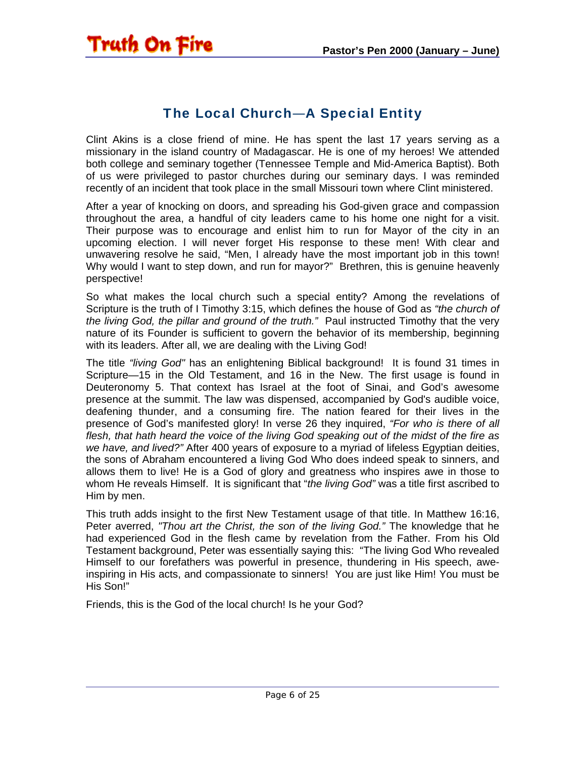## The Local Church—A Special Entity

Clint Akins is a close friend of mine. He has spent the last 17 years serving as a missionary in the island country of Madagascar. He is one of my heroes! We attended both college and seminary together (Tennessee Temple and Mid-America Baptist). Both of us were privileged to pastor churches during our seminary days. I was reminded recently of an incident that took place in the small Missouri town where Clint ministered.

After a year of knocking on doors, and spreading his God-given grace and compassion throughout the area, a handful of city leaders came to his home one night for a visit. Their purpose was to encourage and enlist him to run for Mayor of the city in an upcoming election. I will never forget His response to these men! With clear and unwavering resolve he said, "Men, I already have the most important job in this town! Why would I want to step down, and run for mayor?" Brethren, this is genuine heavenly perspective!

So what makes the local church such a special entity? Among the revelations of Scripture is the truth of I Timothy 3:15, which defines the house of God as *"the church of the living God, the pillar and ground of the truth."* Paul instructed Timothy that the very nature of its Founder is sufficient to govern the behavior of its membership, beginning with its leaders. After all, we are dealing with the Living God!

The title *"living God"* has an enlightening Biblical background! It is found 31 times in Scripture—15 in the Old Testament, and 16 in the New. The first usage is found in Deuteronomy 5. That context has Israel at the foot of Sinai, and God's awesome presence at the summit. The law was dispensed, accompanied by God's audible voice, deafening thunder, and a consuming fire. The nation feared for their lives in the presence of God's manifested glory! In verse 26 they inquired, *"For who is there of all flesh, that hath heard the voice of the living God speaking out of the midst of the fire as we have, and lived?"* After 400 years of exposure to a myriad of lifeless Egyptian deities, the sons of Abraham encountered a living God Who does indeed speak to sinners, and allows them to live! He is a God of glory and greatness who inspires awe in those to whom He reveals Himself. It is significant that "*the living God"* was a title first ascribed to Him by men.

This truth adds insight to the first New Testament usage of that title. In Matthew 16:16, Peter averred, *"Thou art the Christ, the son of the living God."* The knowledge that he had experienced God in the flesh came by revelation from the Father. From his Old Testament background, Peter was essentially saying this: "The living God Who revealed Himself to our forefathers was powerful in presence, thundering in His speech, awe-inspiring in His acts, and compassionate to sinners! You are just like Him! You must be His Son!"

Friends, this is the God of the local church! Is he your God?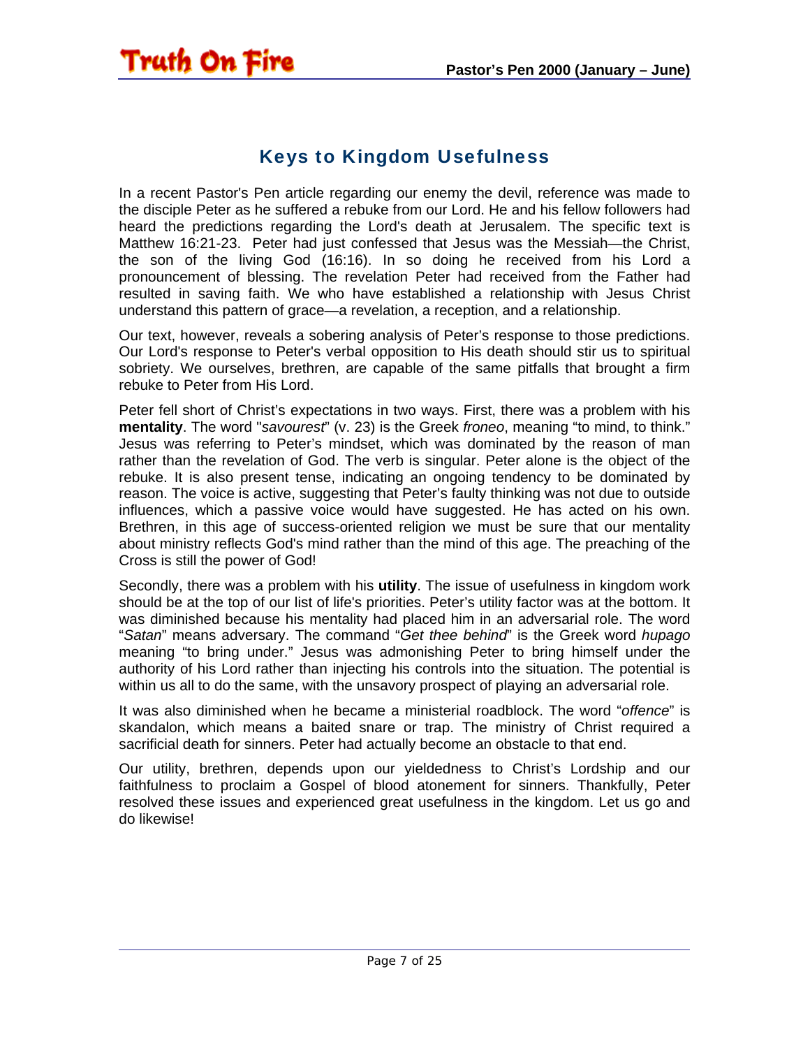## Keys to Kingdom Usefulness

In a recent Pastor's Pen article regarding our enemy the devil, reference was made to the disciple Peter as he suffered a rebuke from our Lord. He and his fellow followers had heard the predictions regarding the Lord's death at Jerusalem. The specific text is Matthew 16:21-23. Peter had just confessed that Jesus was the Messiah—the Christ, the son of the living God (16:16). In so doing he received from his Lord a pronouncement of blessing. The revelation Peter had received from the Father had resulted in saving faith. We who have established a relationship with Jesus Christ understand this pattern of grace—a revelation, a reception, and a relationship.

Our text, however, reveals a sobering analysis of Peter's response to those predictions. Our Lord's response to Peter's verbal opposition to His death should stir us to spiritual sobriety. We ourselves, brethren, are capable of the same pitfalls that brought a firm rebuke to Peter from His Lord.

Peter fell short of Christ's expectations in two ways. First, there was a problem with his **mentality**. The word "*savourest*" (v. 23) is the Greek *froneo*, meaning "to mind, to think." Jesus was referring to Peter's mindset, which was dominated by the reason of man rather than the revelation of God. The verb is singular. Peter alone is the object of the rebuke. It is also present tense, indicating an ongoing tendency to be dominated by reason. The voice is active, suggesting that Peter's faulty thinking was not due to outside influences, which a passive voice would have suggested. He has acted on his own. Brethren, in this age of success-oriented religion we must be sure that our mentality about ministry reflects God's mind rather than the mind of this age. The preaching of the Cross is still the power of God!

Secondly, there was a problem with his **utility**. The issue of usefulness in kingdom work should be at the top of our list of life's priorities. Peter's utility factor was at the bottom. It was diminished because his mentality had placed him in an adversarial role. The word "*Satan*" means adversary. The command "*Get thee behind*" is the Greek word *hupago* meaning "to bring under." Jesus was admonishing Peter to bring himself under the authority of his Lord rather than injecting his controls into the situation. The potential is within us all to do the same, with the unsavory prospect of playing an adversarial role.

It was also diminished when he became a ministerial roadblock. The word "*offence*" is skandalon, which means a baited snare or trap. The ministry of Christ required a sacrificial death for sinners. Peter had actually become an obstacle to that end.

Our utility, brethren, depends upon our yieldedness to Christ's Lordship and our faithfulness to proclaim a Gospel of blood atonement for sinners. Thankfully, Peter resolved these issues and experienced great usefulness in the kingdom. Let us go and do likewise!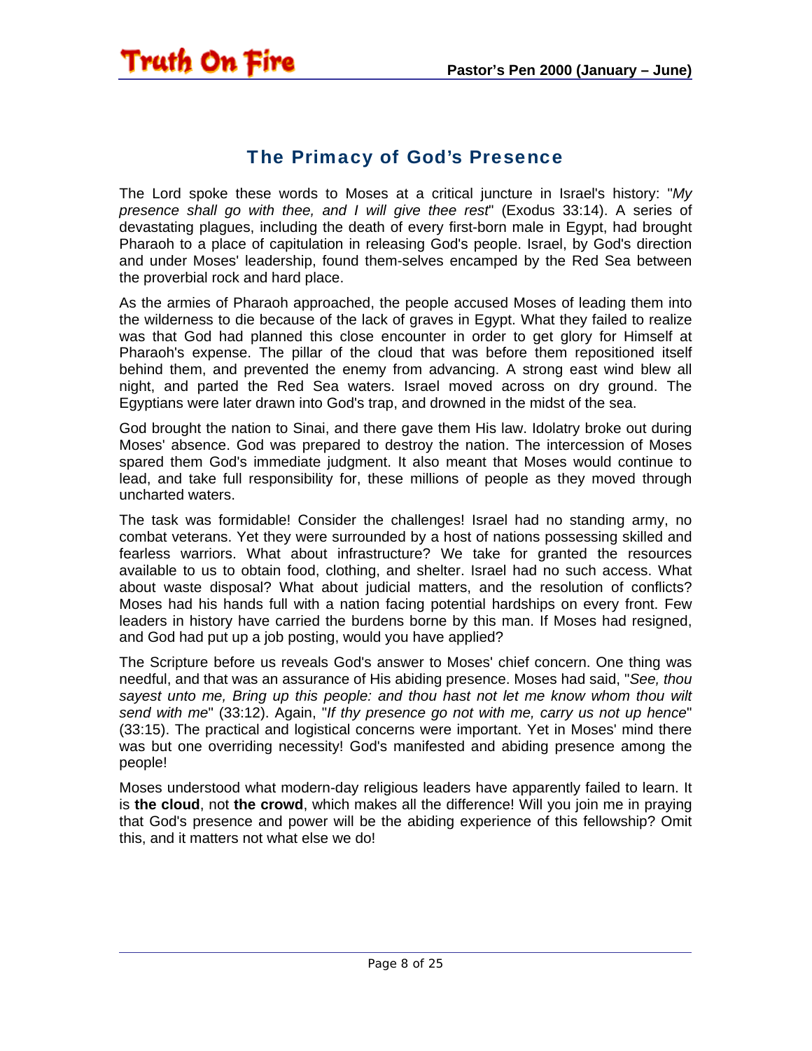## The Primacy of God's Presence

The Lord spoke these words to Moses at a critical juncture in Israel's history: "*My presence shall go with thee, and I will give thee rest*" (Exodus 33:14). A series of devastating plagues, including the death of every first-born male in Egypt, had brought Pharaoh to a place of capitulation in releasing God's people. Israel, by God's direction and under Moses' leadership, found them-selves encamped by the Red Sea between the proverbial rock and hard place.

As the armies of Pharaoh approached, the people accused Moses of leading them into the wilderness to die because of the lack of graves in Egypt. What they failed to realize was that God had planned this close encounter in order to get glory for Himself at Pharaoh's expense. The pillar of the cloud that was before them repositioned itself behind them, and prevented the enemy from advancing. A strong east wind blew all night, and parted the Red Sea waters. Israel moved across on dry ground. The Egyptians were later drawn into God's trap, and drowned in the midst of the sea.

God brought the nation to Sinai, and there gave them His law. Idolatry broke out during Moses' absence. God was prepared to destroy the nation. The intercession of Moses spared them God's immediate judgment. It also meant that Moses would continue to lead, and take full responsibility for, these millions of people as they moved through uncharted waters.

The task was formidable! Consider the challenges! Israel had no standing army, no combat veterans. Yet they were surrounded by a host of nations possessing skilled and fearless warriors. What about infrastructure? We take for granted the resources available to us to obtain food, clothing, and shelter. Israel had no such access. What about waste disposal? What about judicial matters, and the resolution of conflicts? Moses had his hands full with a nation facing potential hardships on every front. Few leaders in history have carried the burdens borne by this man. If Moses had resigned, and God had put up a job posting, would you have applied?

The Scripture before us reveals God's answer to Moses' chief concern. One thing was needful, and that was an assurance of His abiding presence. Moses had said, "*See, thou sayest unto me, Bring up this people: and thou hast not let me know whom thou wilt send with me*" (33:12). Again, "*If thy presence go not with me, carry us not up hence*" (33:15). The practical and logistical concerns were important. Yet in Moses' mind there was but one overriding necessity! God's manifested and abiding presence among the people!

Moses understood what modern-day religious leaders have apparently failed to learn. It is **the cloud**, not **the crowd**, which makes all the difference! Will you join me in praying that God's presence and power will be the abiding experience of this fellowship? Omit this, and it matters not what else we do!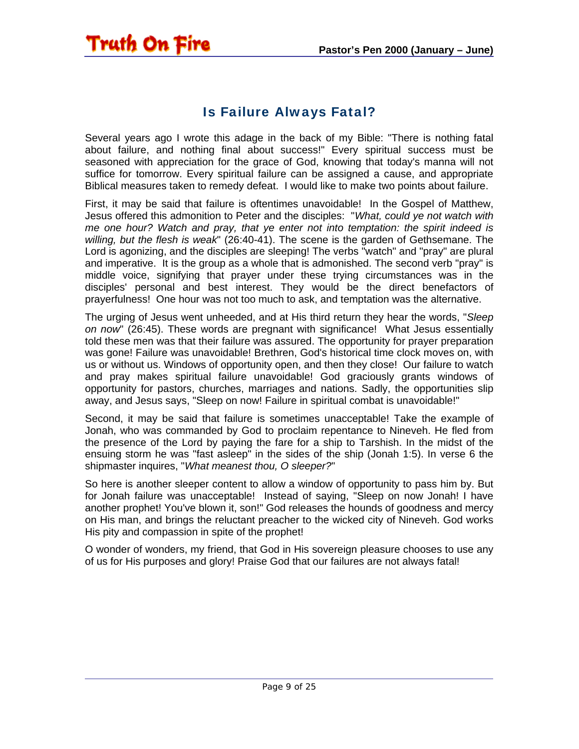## Is Failure Always Fatal?

Several years ago I wrote this adage in the back of my Bible: "There is nothing fatal about failure, and nothing final about success!" Every spiritual success must be seasoned with appreciation for the grace of God, knowing that today's manna will not suffice for tomorrow. Every spiritual failure can be assigned a cause, and appropriate Biblical measures taken to remedy defeat. I would like to make two points about failure.

First, it may be said that failure is oftentimes unavoidable! In the Gospel of Matthew, Jesus offered this admonition to Peter and the disciples: "*What, could ye not watch with me one hour? Watch and pray, that ye enter not into temptation: the spirit indeed is willing, but the flesh is weak*" (26:40-41). The scene is the garden of Gethsemane. The Lord is agonizing, and the disciples are sleeping! The verbs "watch" and "pray" are plural and imperative. It is the group as a whole that is admonished. The second verb "pray" is middle voice, signifying that prayer under these trying circumstances was in the disciples' personal and best interest. They would be the direct benefactors of prayerfulness! One hour was not too much to ask, and temptation was the alternative.

The urging of Jesus went unheeded, and at His third return they hear the words, "*Sleep on now*" (26:45). These words are pregnant with significance! What Jesus essentially told these men was that their failure was assured. The opportunity for prayer preparation was gone! Failure was unavoidable! Brethren, God's historical time clock moves on, with us or without us. Windows of opportunity open, and then they close! Our failure to watch and pray makes spiritual failure unavoidable! God graciously grants windows of opportunity for pastors, churches, marriages and nations. Sadly, the opportunities slip away, and Jesus says, "Sleep on now! Failure in spiritual combat is unavoidable!"

Second, it may be said that failure is sometimes unacceptable! Take the example of Jonah, who was commanded by God to proclaim repentance to Nineveh. He fled from the presence of the Lord by paying the fare for a ship to Tarshish. In the midst of the ensuing storm he was "fast asleep" in the sides of the ship (Jonah 1:5). In verse 6 the shipmaster inquires, "*What meanest thou, O sleeper?*"

So here is another sleeper content to allow a window of opportunity to pass him by. But for Jonah failure was unacceptable! Instead of saying, "Sleep on now Jonah! I have another prophet! You've blown it, son!" God releases the hounds of goodness and mercy on His man, and brings the reluctant preacher to the wicked city of Nineveh. God works His pity and compassion in spite of the prophet!

O wonder of wonders, my friend, that God in His sovereign pleasure chooses to use any of us for His purposes and glory! Praise God that our failures are not always fatal!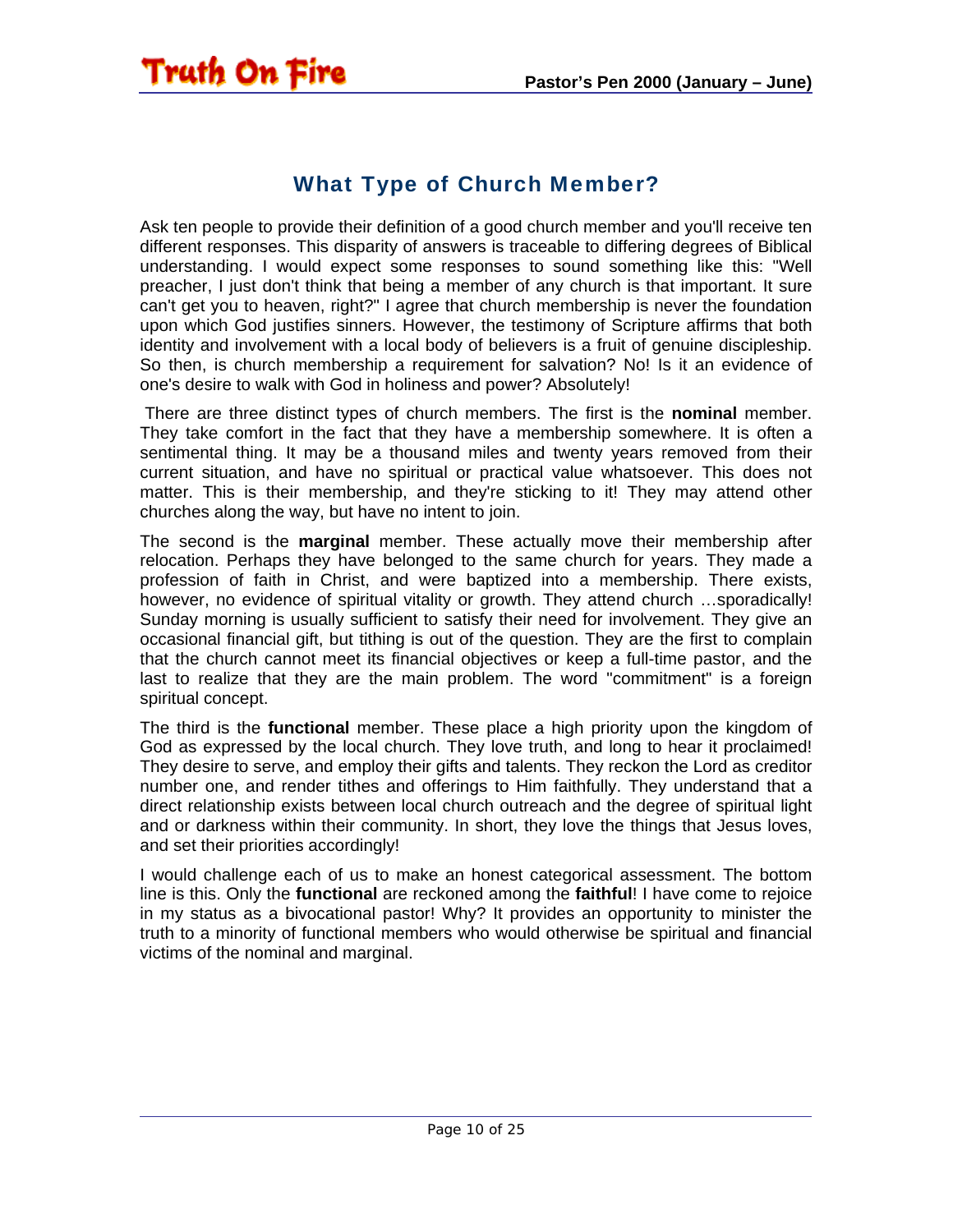## What Type of Church Member?

Ask ten people to provide their definition of a good church member and you'll receive ten different responses. This disparity of answers is traceable to differing degrees of Biblical understanding. I would expect some responses to sound something like this: "Well preacher, I just don't think that being a member of any church is that important. It sure can't get you to heaven, right?" I agree that church membership is never the foundation upon which God justifies sinners. However, the testimony of Scripture affirms that both identity and involvement with a local body of believers is a fruit of genuine discipleship. So then, is church membership a requirement for salvation? No! Is it an evidence of one's desire to walk with God in holiness and power? Absolutely!

There are three distinct types of church members. The first is the **nominal** member. They take comfort in the fact that they have a membership somewhere. It is often a sentimental thing. It may be a thousand miles and twenty years removed from their current situation, and have no spiritual or practical value whatsoever. This does not matter. This is their membership, and they're sticking to it! They may attend other churches along the way, but have no intent to join.

The second is the **marginal** member. These actually move their membership after relocation. Perhaps they have belonged to the same church for years. They made a profession of faith in Christ, and were baptized into a membership. There exists, however, no evidence of spiritual vitality or growth. They attend church …sporadically! Sunday morning is usually sufficient to satisfy their need for involvement. They give an occasional financial gift, but tithing is out of the question. They are the first to complain that the church cannot meet its financial objectives or keep a full-time pastor, and the last to realize that they are the main problem. The word "commitment" is a foreign spiritual concept.

The third is the **functional** member. These place a high priority upon the kingdom of God as expressed by the local church. They love truth, and long to hear it proclaimed! They desire to serve, and employ their gifts and talents. They reckon the Lord as creditor number one, and render tithes and offerings to Him faithfully. They understand that a direct relationship exists between local church outreach and the degree of spiritual light and or darkness within their community. In short, they love the things that Jesus loves, and set their priorities accordingly!

I would challenge each of us to make an honest categorical assessment. The bottom line is this. Only the **functional** are reckoned among the **faithful**! I have come to rejoice in my status as a bivocational pastor! Why? It provides an opportunity to minister the truth to a minority of functional members who would otherwise be spiritual and financial victims of the nominal and marginal.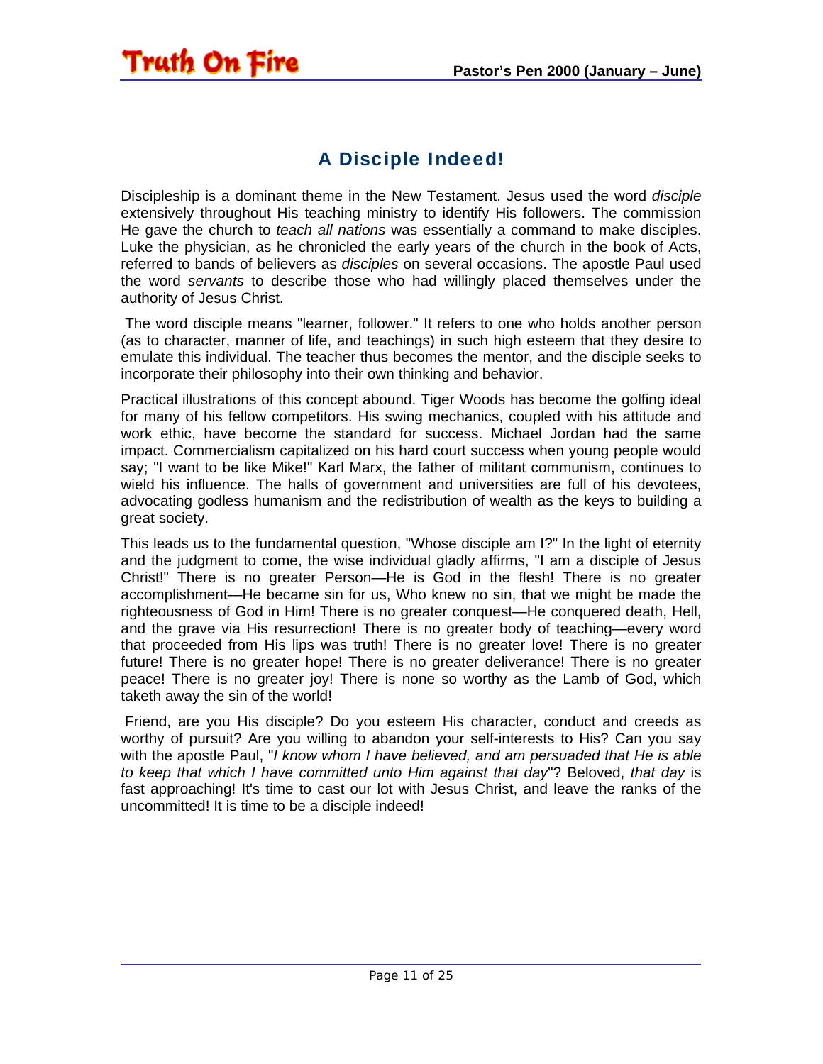## A Disciple Indeed!

Discipleship is a dominant theme in the New Testament. Jesus used the word *disciple* extensively throughout His teaching ministry to identify His followers. The commission He gave the church to *teach all nations* was essentially a command to make disciples. Luke the physician, as he chronicled the early years of the church in the book of Acts, referred to bands of believers as *disciples* on several occasions. The apostle Paul used the word *servants* to describe those who had willingly placed themselves under the authority of Jesus Christ.

The word disciple means "learner, follower." It refers to one who holds another person (as to character, manner of life, and teachings) in such high esteem that they desire to emulate this individual. The teacher thus becomes the mentor, and the disciple seeks to incorporate their philosophy into their own thinking and behavior.

Practical illustrations of this concept abound. Tiger Woods has become the golfing ideal for many of his fellow competitors. His swing mechanics, coupled with his attitude and work ethic, have become the standard for success. Michael Jordan had the same impact. Commercialism capitalized on his hard court success when young people would say; "I want to be like Mike!" Karl Marx, the father of militant communism, continues to wield his influence. The halls of government and universities are full of his devotees, advocating godless humanism and the redistribution of wealth as the keys to building a great society.

This leads us to the fundamental question, "Whose disciple am I?" In the light of eternity and the judgment to come, the wise individual gladly affirms, "I am a disciple of Jesus Christ!" There is no greater Person—He is God in the flesh! There is no greater accomplishment—He became sin for us, Who knew no sin, that we might be made the righteousness of God in Him! There is no greater conquest—He conquered death, Hell, and the grave via His resurrection! There is no greater body of teaching—every word that proceeded from His lips was truth! There is no greater love! There is no greater future! There is no greater hope! There is no greater deliverance! There is no greater peace! There is no greater joy! There is none so worthy as the Lamb of God, which taketh away the sin of the world!

Friend, are you His disciple? Do you esteem His character, conduct and creeds as worthy of pursuit? Are you willing to abandon your self-interests to His? Can you say with the apostle Paul, "*I know whom I have believed, and am persuaded that He is able to keep that which I have committed unto Him against that day*"? Beloved, *that day* is fast approaching! It's time to cast our lot with Jesus Christ, and leave the ranks of the uncommitted! It is time to be a disciple indeed!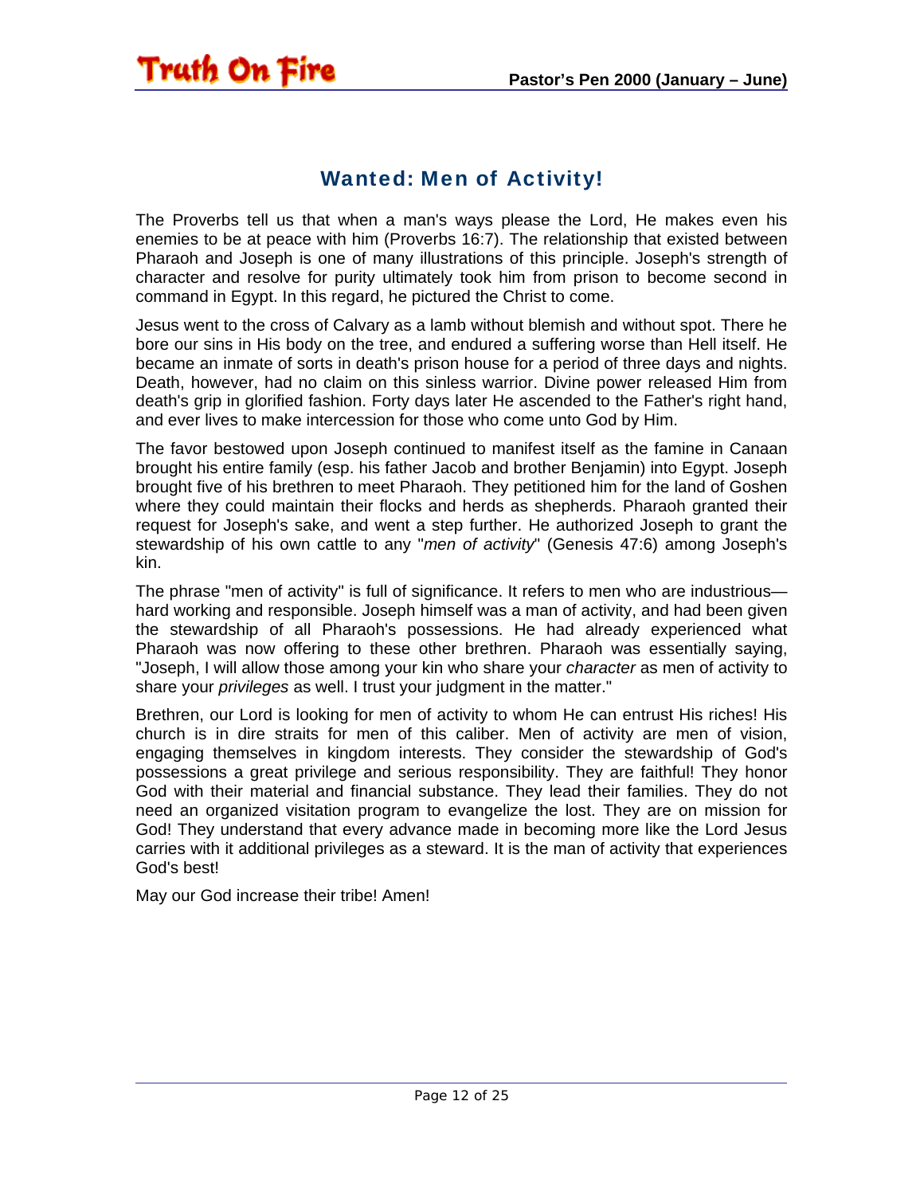## Wanted: Men of Activity!

The Proverbs tell us that when a man's ways please the Lord, He makes even his enemies to be at peace with him (Proverbs 16:7). The relationship that existed between Pharaoh and Joseph is one of many illustrations of this principle. Joseph's strength of character and resolve for purity ultimately took him from prison to become second in command in Egypt. In this regard, he pictured the Christ to come.

Jesus went to the cross of Calvary as a lamb without blemish and without spot. There he bore our sins in His body on the tree, and endured a suffering worse than Hell itself. He became an inmate of sorts in death's prison house for a period of three days and nights. Death, however, had no claim on this sinless warrior. Divine power released Him from death's grip in glorified fashion. Forty days later He ascended to the Father's right hand, and ever lives to make intercession for those who come unto God by Him.

The favor bestowed upon Joseph continued to manifest itself as the famine in Canaan brought his entire family (esp. his father Jacob and brother Benjamin) into Egypt. Joseph brought five of his brethren to meet Pharaoh. They petitioned him for the land of Goshen where they could maintain their flocks and herds as shepherds. Pharaoh granted their request for Joseph's sake, and went a step further. He authorized Joseph to grant the stewardship of his own cattle to any "*men of activity*" (Genesis 47:6) among Joseph's kin.

The phrase "men of activity" is full of significance. It refers to men who are industrious—hard working and responsible. Joseph himself was a man of activity, and had been given the stewardship of all Pharaoh's possessions. He had already experienced what Pharaoh was now offering to these other brethren. Pharaoh was essentially saying, "Joseph, I will allow those among your kin who share your *character* as men of activity to share your *privileges* as well. I trust your judgment in the matter."

Brethren, our Lord is looking for men of activity to whom He can entrust His riches! His church is in dire straits for men of this caliber. Men of activity are men of vision, engaging themselves in kingdom interests. They consider the stewardship of God's possessions a great privilege and serious responsibility. They are faithful! They honor God with their material and financial substance. They lead their families. They do not need an organized visitation program to evangelize the lost. They are on mission for God! They understand that every advance made in becoming more like the Lord Jesus carries with it additional privileges as a steward. It is the man of activity that experiences God's best!

May our God increase their tribe! Amen!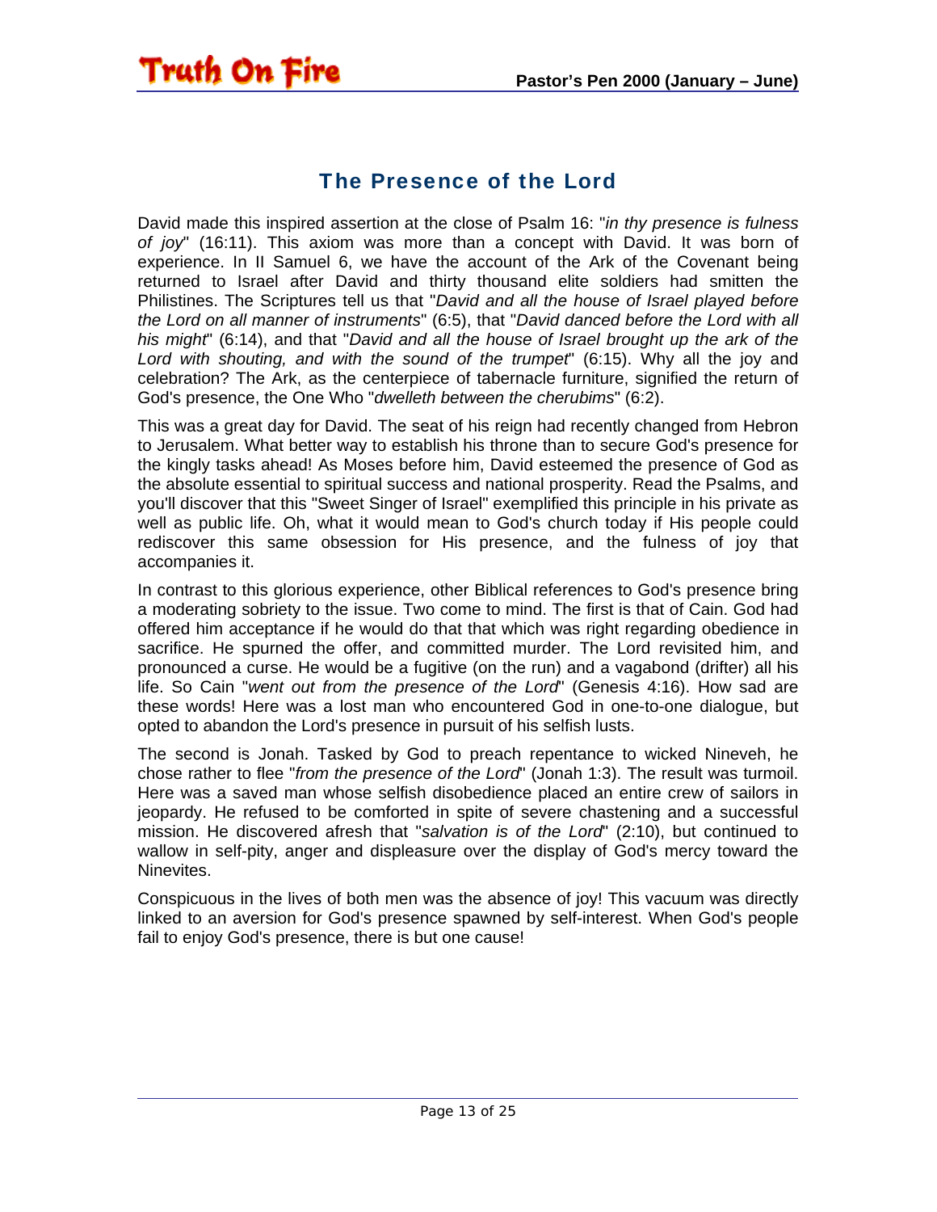## The Presence of the Lord

David made this inspired assertion at the close of Psalm 16: "*in thy presence is fulness of joy*" (16:11). This axiom was more than a concept with David. It was born of experience. In II Samuel 6, we have the account of the Ark of the Covenant being returned to Israel after David and thirty thousand elite soldiers had smitten the Philistines. The Scriptures tell us that "*David and all the house of Israel played before the Lord on all manner of instruments*" (6:5), that "*David danced before the Lord with all his might*" (6:14), and that "*David and all the house of Israel brought up the ark of the Lord with shouting, and with the sound of the trumpet*" (6:15). Why all the joy and celebration? The Ark, as the centerpiece of tabernacle furniture, signified the return of God's presence, the One Who "*dwelleth between the cherubims*" (6:2).

This was a great day for David. The seat of his reign had recently changed from Hebron to Jerusalem. What better way to establish his throne than to secure God's presence for the kingly tasks ahead! As Moses before him, David esteemed the presence of God as the absolute essential to spiritual success and national prosperity. Read the Psalms, and you'll discover that this "Sweet Singer of Israel" exemplified this principle in his private as well as public life. Oh, what it would mean to God's church today if His people could rediscover this same obsession for His presence, and the fulness of joy that accompanies it.

In contrast to this glorious experience, other Biblical references to God's presence bring a moderating sobriety to the issue. Two come to mind. The first is that of Cain. God had offered him acceptance if he would do that that which was right regarding obedience in sacrifice. He spurned the offer, and committed murder. The Lord revisited him, and pronounced a curse. He would be a fugitive (on the run) and a vagabond (drifter) all his life. So Cain "*went out from the presence of the Lord*" (Genesis 4:16). How sad are these words! Here was a lost man who encountered God in one-to-one dialogue, but opted to abandon the Lord's presence in pursuit of his selfish lusts.

The second is Jonah. Tasked by God to preach repentance to wicked Nineveh, he chose rather to flee "*from the presence of the Lord*" (Jonah 1:3). The result was turmoil. Here was a saved man whose selfish disobedience placed an entire crew of sailors in jeopardy. He refused to be comforted in spite of severe chastening and a successful mission. He discovered afresh that "*salvation is of the Lord*" (2:10), but continued to wallow in self-pity, anger and displeasure over the display of God's mercy toward the Ninevites.

Conspicuous in the lives of both men was the absence of joy! This vacuum was directly linked to an aversion for God's presence spawned by self-interest. When God's people fail to enjoy God's presence, there is but one cause!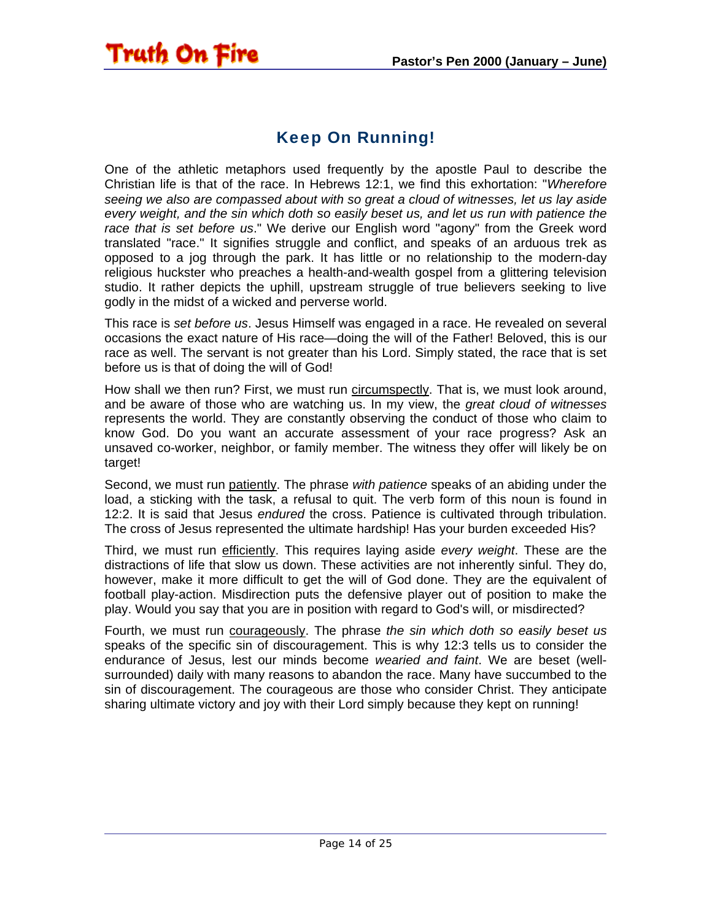## Keep On Running!

One of the athletic metaphors used frequently by the apostle Paul to describe the Christian life is that of the race. In Hebrews 12:1, we find this exhortation: "*Wherefore seeing we also are compassed about with so great a cloud of witnesses, let us lay aside every weight, and the sin which doth so easily beset us, and let us run with patience the race that is set before us*." We derive our English word "agony" from the Greek word translated "race." It signifies struggle and conflict, and speaks of an arduous trek as opposed to a jog through the park. It has little or no relationship to the modern-day religious huckster who preaches a health-and-wealth gospel from a glittering television studio. It rather depicts the uphill, upstream struggle of true believers seeking to live godly in the midst of a wicked and perverse world.

This race is *set before us*. Jesus Himself was engaged in a race. He revealed on several occasions the exact nature of His race—doing the will of the Father! Beloved, this is our race as well. The servant is not greater than his Lord. Simply stated, the race that is set before us is that of doing the will of God!

How shall we then run? First, we must run <u>circumspectly</u>. That is, we must look around, and be aware of those who are watching us. In my view, the *great cloud of witnesses* represents the world. They are constantly observing the conduct of those who claim to know God. Do you want an accurate assessment of your race progress? Ask an unsaved co-worker, neighbor, or family member. The witness they offer will likely be on target!

Second, we must run <u>patiently</u>. The phrase *with patience* speaks of an abiding under the load, a sticking with the task, a refusal to quit. The verb form of this noun is found in 12:2. It is said that Jesus *endured* the cross. Patience is cultivated through tribulation. The cross of Jesus represented the ultimate hardship! Has your burden exceeded His?

Third, we must run <u>efficiently</u>. This requires laying aside *every weight*. These are the distractions of life that slow us down. These activities are not inherently sinful. They do, however, make it more difficult to get the will of God done. They are the equivalent of football play-action. Misdirection puts the defensive player out of position to make the play. Would you say that you are in position with regard to God's will, or misdirected?

Fourth, we must run <u>courageously</u>. The phrase *the sin which doth so easily beset us* speaks of the specific sin of discouragement. This is why 12:3 tells us to consider the endurance of Jesus, lest our minds become *wearied and faint*. We are beset (well-surrounded) daily with many reasons to abandon the race. Many have succumbed to the sin of discouragement. The courageous are those who consider Christ. They anticipate sharing ultimate victory and joy with their Lord simply because they kept on running!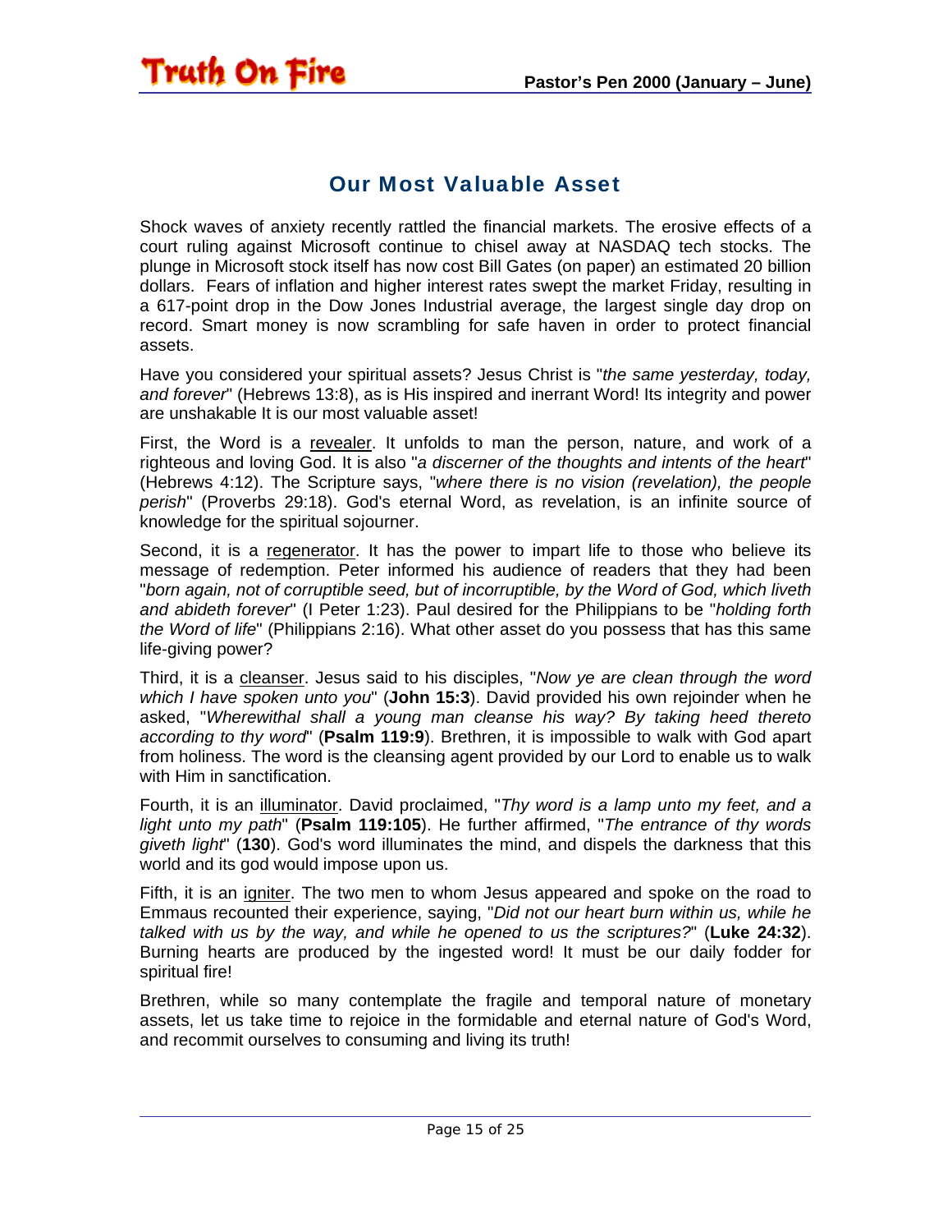## Our Most Valuable Asset

Shock waves of anxiety recently rattled the financial markets. The erosive effects of a court ruling against Microsoft continue to chisel away at NASDAQ tech stocks. The plunge in Microsoft stock itself has now cost Bill Gates (on paper) an estimated 20 billion dollars. Fears of inflation and higher interest rates swept the market Friday, resulting in a 617-point drop in the Dow Jones Industrial average, the largest single day drop on record. Smart money is now scrambling for safe haven in order to protect financial assets.

Have you considered your spiritual assets? Jesus Christ is "*the same yesterday, today, and forever*" (Hebrews 13:8), as is His inspired and inerrant Word! Its integrity and power are unshakable It is our most valuable asset!

First, the Word is a <u>revealer</u>. It unfolds to man the person, nature, and work of a righteous and loving God. It is also "*a discerner of the thoughts and intents of the heart*" (Hebrews 4:12). The Scripture says, "*where there is no vision (revelation), the people perish*" (Proverbs 29:18). God's eternal Word, as revelation, is an infinite source of knowledge for the spiritual sojourner.

Second, it is a <u>regenerator</u>. It has the power to impart life to those who believe its message of redemption. Peter informed his audience of readers that they had been "*born again, not of corruptible seed, but of incorruptible, by the Word of God, which liveth and abideth forever*" (I Peter 1:23). Paul desired for the Philippians to be "*holding forth the Word of life*" (Philippians 2:16). What other asset do you possess that has this same life-giving power?

Third, it is a <u>cleanser</u>. Jesus said to his disciples, "*Now ye are clean through the word which I have spoken unto you*" (**John 15:3**). David provided his own rejoinder when he asked, "*Wherewithal shall a young man cleanse his way? By taking heed thereto according to thy word*" (**Psalm 119:9**). Brethren, it is impossible to walk with God apart from holiness. The word is the cleansing agent provided by our Lord to enable us to walk with Him in sanctification.

Fourth, it is an <u>illuminator</u>. David proclaimed, "*Thy word is a lamp unto my feet, and a light unto my path*" (**Psalm 119:105**). He further affirmed, "*The entrance of thy words giveth light*" (**130**). God's word illuminates the mind, and dispels the darkness that this world and its god would impose upon us.

Fifth, it is an <u>igniter</u>. The two men to whom Jesus appeared and spoke on the road to Emmaus recounted their experience, saying, "*Did not our heart burn within us, while he talked with us by the way, and while he opened to us the scriptures?*" (**Luke 24:32**). Burning hearts are produced by the ingested word! It must be our daily fodder for spiritual fire!

Brethren, while so many contemplate the fragile and temporal nature of monetary assets, let us take time to rejoice in the formidable and eternal nature of God's Word, and recommit ourselves to consuming and living its truth!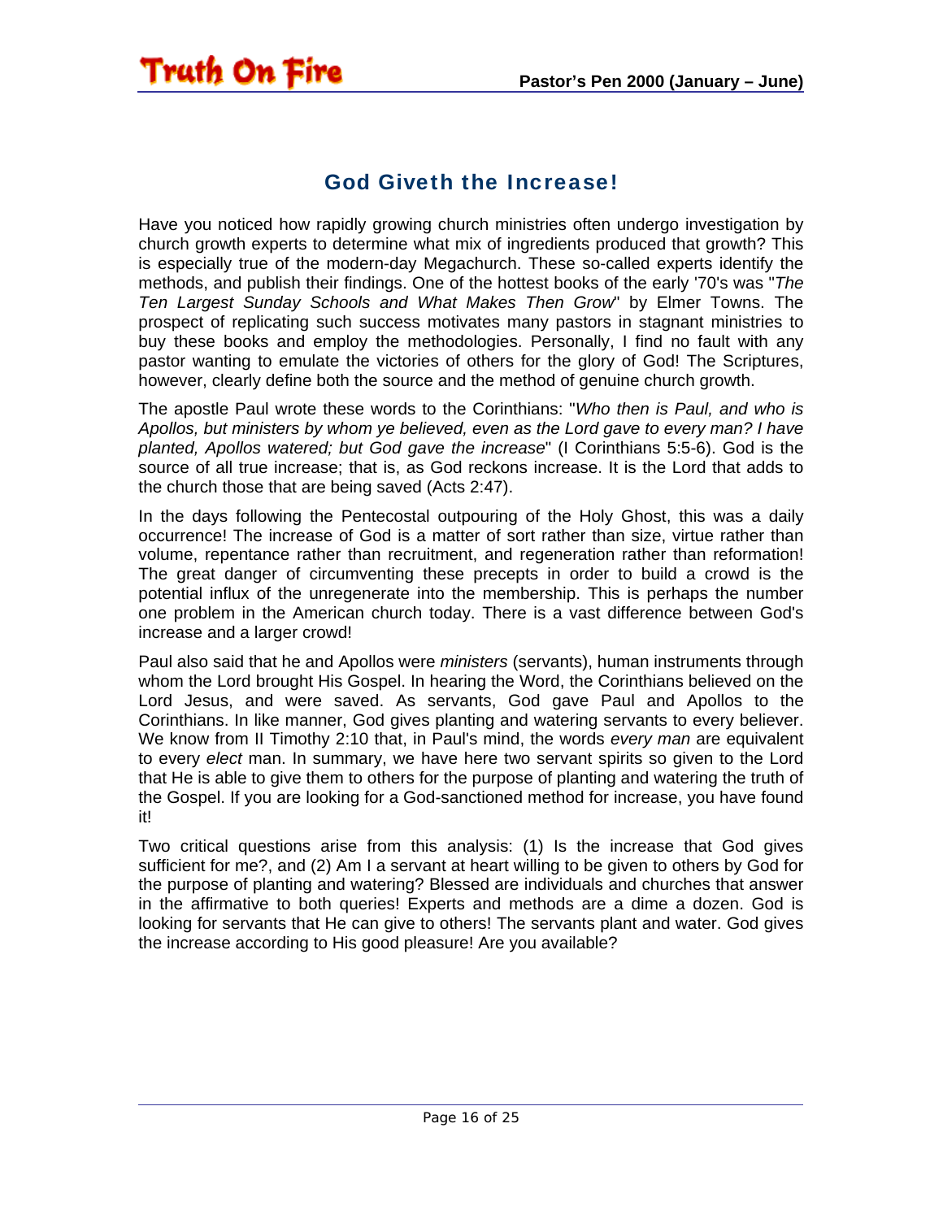## God Giveth the Increase!

Have you noticed how rapidly growing church ministries often undergo investigation by church growth experts to determine what mix of ingredients produced that growth? This is especially true of the modern-day Megachurch. These so-called experts identify the methods, and publish their findings. One of the hottest books of the early '70's was "*The Ten Largest Sunday Schools and What Makes Then Grow*" by Elmer Towns. The prospect of replicating such success motivates many pastors in stagnant ministries to buy these books and employ the methodologies. Personally, I find no fault with any pastor wanting to emulate the victories of others for the glory of God! The Scriptures, however, clearly define both the source and the method of genuine church growth.

The apostle Paul wrote these words to the Corinthians: "*Who then is Paul, and who is Apollos, but ministers by whom ye believed, even as the Lord gave to every man? I have planted, Apollos watered; but God gave the increase*" (I Corinthians 5:5-6). God is the source of all true increase; that is, as God reckons increase. It is the Lord that adds to the church those that are being saved (Acts 2:47).

In the days following the Pentecostal outpouring of the Holy Ghost, this was a daily occurrence! The increase of God is a matter of sort rather than size, virtue rather than volume, repentance rather than recruitment, and regeneration rather than reformation! The great danger of circumventing these precepts in order to build a crowd is the potential influx of the unregenerate into the membership. This is perhaps the number one problem in the American church today. There is a vast difference between God's increase and a larger crowd!

Paul also said that he and Apollos were *ministers* (servants), human instruments through whom the Lord brought His Gospel. In hearing the Word, the Corinthians believed on the Lord Jesus, and were saved. As servants, God gave Paul and Apollos to the Corinthians. In like manner, God gives planting and watering servants to every believer. We know from II Timothy 2:10 that, in Paul's mind, the words *every man* are equivalent to every *elect* man. In summary, we have here two servant spirits so given to the Lord that He is able to give them to others for the purpose of planting and watering the truth of the Gospel. If you are looking for a God-sanctioned method for increase, you have found it!

Two critical questions arise from this analysis: (1) Is the increase that God gives sufficient for me?, and (2) Am I a servant at heart willing to be given to others by God for the purpose of planting and watering? Blessed are individuals and churches that answer in the affirmative to both queries! Experts and methods are a dime a dozen. God is looking for servants that He can give to others! The servants plant and water. God gives the increase according to His good pleasure! Are you available?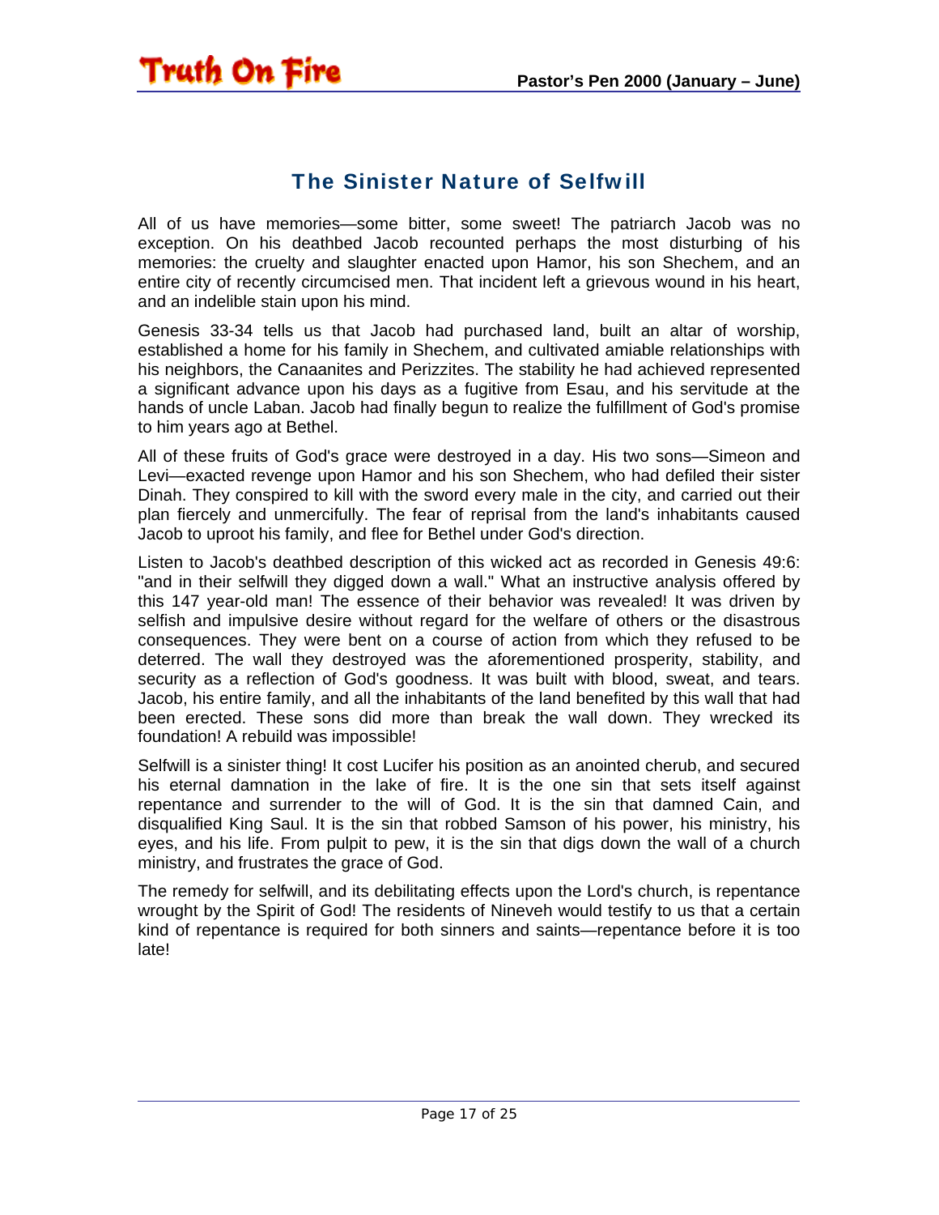## The Sinister Nature of Selfwill

All of us have memories—some bitter, some sweet! The patriarch Jacob was no exception. On his deathbed Jacob recounted perhaps the most disturbing of his memories: the cruelty and slaughter enacted upon Hamor, his son Shechem, and an entire city of recently circumcised men. That incident left a grievous wound in his heart, and an indelible stain upon his mind.

Genesis 33-34 tells us that Jacob had purchased land, built an altar of worship, established a home for his family in Shechem, and cultivated amiable relationships with his neighbors, the Canaanites and Perizzites. The stability he had achieved represented a significant advance upon his days as a fugitive from Esau, and his servitude at the hands of uncle Laban. Jacob had finally begun to realize the fulfillment of God's promise to him years ago at Bethel.

All of these fruits of God's grace were destroyed in a day. His two sons—Simeon and Levi—exacted revenge upon Hamor and his son Shechem, who had defiled their sister Dinah. They conspired to kill with the sword every male in the city, and carried out their plan fiercely and unmercifully. The fear of reprisal from the land's inhabitants caused Jacob to uproot his family, and flee for Bethel under God's direction.

Listen to Jacob's deathbed description of this wicked act as recorded in Genesis 49:6: "and in their selfwill they digged down a wall." What an instructive analysis offered by this 147 year-old man! The essence of their behavior was revealed! It was driven by selfish and impulsive desire without regard for the welfare of others or the disastrous consequences. They were bent on a course of action from which they refused to be deterred. The wall they destroyed was the aforementioned prosperity, stability, and security as a reflection of God's goodness. It was built with blood, sweat, and tears. Jacob, his entire family, and all the inhabitants of the land benefited by this wall that had been erected. These sons did more than break the wall down. They wrecked its foundation! A rebuild was impossible!

Selfwill is a sinister thing! It cost Lucifer his position as an anointed cherub, and secured his eternal damnation in the lake of fire. It is the one sin that sets itself against repentance and surrender to the will of God. It is the sin that damned Cain, and disqualified King Saul. It is the sin that robbed Samson of his power, his ministry, his eyes, and his life. From pulpit to pew, it is the sin that digs down the wall of a church ministry, and frustrates the grace of God.

The remedy for selfwill, and its debilitating effects upon the Lord's church, is repentance wrought by the Spirit of God! The residents of Nineveh would testify to us that a certain kind of repentance is required for both sinners and saints—repentance before it is too late!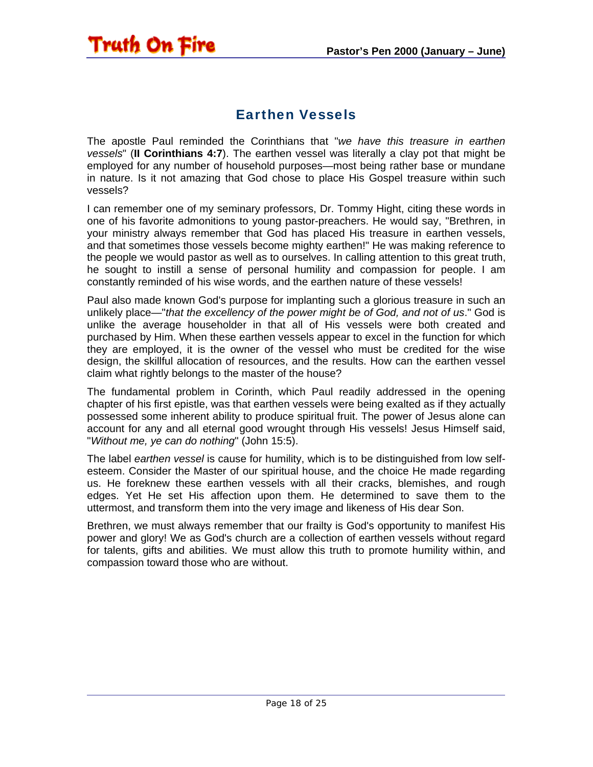## Earthen Vessels

The apostle Paul reminded the Corinthians that "*we have this treasure in earthen vessels*" (**II Corinthians 4:7**). The earthen vessel was literally a clay pot that might be employed for any number of household purposes—most being rather base or mundane in nature. Is it not amazing that God chose to place His Gospel treasure within such vessels?

I can remember one of my seminary professors, Dr. Tommy Hight, citing these words in one of his favorite admonitions to young pastor-preachers. He would say, "Brethren, in your ministry always remember that God has placed His treasure in earthen vessels, and that sometimes those vessels become mighty earthen!" He was making reference to the people we would pastor as well as to ourselves. In calling attention to this great truth, he sought to instill a sense of personal humility and compassion for people. I am constantly reminded of his wise words, and the earthen nature of these vessels!

Paul also made known God's purpose for implanting such a glorious treasure in such an unlikely place—"*that the excellency of the power might be of God, and not of us*." God is unlike the average householder in that all of His vessels were both created and purchased by Him. When these earthen vessels appear to excel in the function for which they are employed, it is the owner of the vessel who must be credited for the wise design, the skillful allocation of resources, and the results. How can the earthen vessel claim what rightly belongs to the master of the house?

The fundamental problem in Corinth, which Paul readily addressed in the opening chapter of his first epistle, was that earthen vessels were being exalted as if they actually possessed some inherent ability to produce spiritual fruit. The power of Jesus alone can account for any and all eternal good wrought through His vessels! Jesus Himself said, "*Without me, ye can do nothing*" (John 15:5).

The label *earthen vessel* is cause for humility, which is to be distinguished from low self-esteem. Consider the Master of our spiritual house, and the choice He made regarding us. He foreknew these earthen vessels with all their cracks, blemishes, and rough edges. Yet He set His affection upon them. He determined to save them to the uttermost, and transform them into the very image and likeness of His dear Son.

Brethren, we must always remember that our frailty is God's opportunity to manifest His power and glory! We as God's church are a collection of earthen vessels without regard for talents, gifts and abilities. We must allow this truth to promote humility within, and compassion toward those who are without.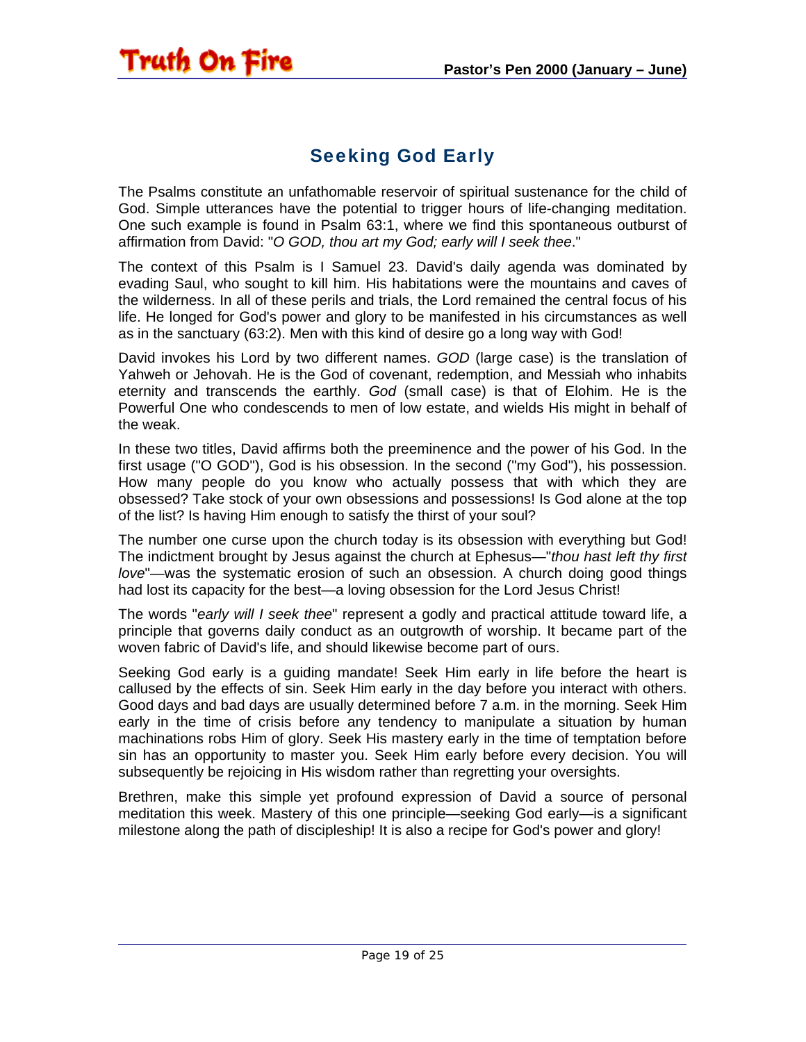## Seeking God Early

The Psalms constitute an unfathomable reservoir of spiritual sustenance for the child of God. Simple utterances have the potential to trigger hours of life-changing meditation. One such example is found in Psalm 63:1, where we find this spontaneous outburst of affirmation from David: "*O GOD, thou art my God; early will I seek thee*."

The context of this Psalm is I Samuel 23. David's daily agenda was dominated by evading Saul, who sought to kill him. His habitations were the mountains and caves of the wilderness. In all of these perils and trials, the Lord remained the central focus of his life. He longed for God's power and glory to be manifested in his circumstances as well as in the sanctuary (63:2). Men with this kind of desire go a long way with God!

David invokes his Lord by two different names. *GOD* (large case) is the translation of Yahweh or Jehovah. He is the God of covenant, redemption, and Messiah who inhabits eternity and transcends the earthly. *God* (small case) is that of Elohim. He is the Powerful One who condescends to men of low estate, and wields His might in behalf of the weak.

In these two titles, David affirms both the preeminence and the power of his God. In the first usage ("O GOD"), God is his obsession. In the second ("my God"), his possession. How many people do you know who actually possess that with which they are obsessed? Take stock of your own obsessions and possessions! Is God alone at the top of the list? Is having Him enough to satisfy the thirst of your soul?

The number one curse upon the church today is its obsession with everything but God! The indictment brought by Jesus against the church at Ephesus—"*thou hast left thy first love*"—was the systematic erosion of such an obsession. A church doing good things had lost its capacity for the best—a loving obsession for the Lord Jesus Christ!

The words "*early will I seek thee*" represent a godly and practical attitude toward life, a principle that governs daily conduct as an outgrowth of worship. It became part of the woven fabric of David's life, and should likewise become part of ours.

Seeking God early is a guiding mandate! Seek Him early in life before the heart is callused by the effects of sin. Seek Him early in the day before you interact with others. Good days and bad days are usually determined before 7 a.m. in the morning. Seek Him early in the time of crisis before any tendency to manipulate a situation by human machinations robs Him of glory. Seek His mastery early in the time of temptation before sin has an opportunity to master you. Seek Him early before every decision. You will subsequently be rejoicing in His wisdom rather than regretting your oversights.

Brethren, make this simple yet profound expression of David a source of personal meditation this week. Mastery of this one principle—seeking God early—is a significant milestone along the path of discipleship! It is also a recipe for God's power and glory!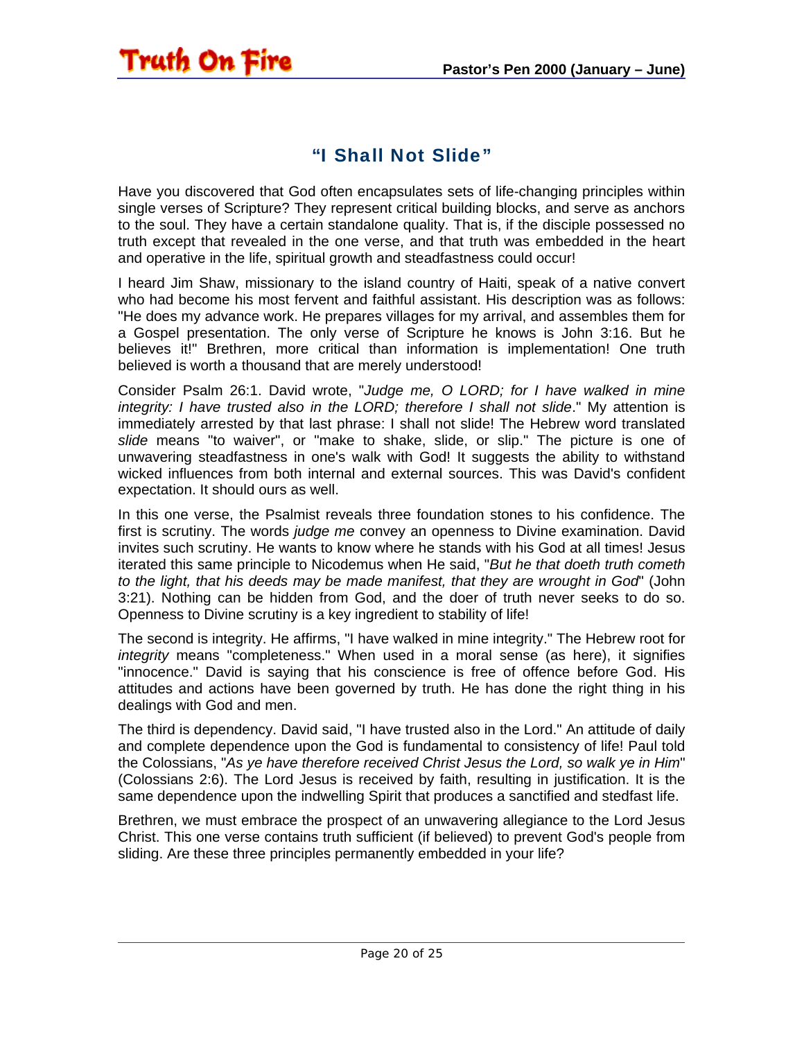## "I Shall Not Slide"

Have you discovered that God often encapsulates sets of life-changing principles within single verses of Scripture? They represent critical building blocks, and serve as anchors to the soul. They have a certain standalone quality. That is, if the disciple possessed no truth except that revealed in the one verse, and that truth was embedded in the heart and operative in the life, spiritual growth and steadfastness could occur!

I heard Jim Shaw, missionary to the island country of Haiti, speak of a native convert who had become his most fervent and faithful assistant. His description was as follows: "He does my advance work. He prepares villages for my arrival, and assembles them for a Gospel presentation. The only verse of Scripture he knows is John 3:16. But he believes it!" Brethren, more critical than information is implementation! One truth believed is worth a thousand that are merely understood!

Consider Psalm 26:1. David wrote, "*Judge me, O LORD; for I have walked in mine integrity: I have trusted also in the LORD; therefore I shall not slide*." My attention is immediately arrested by that last phrase: I shall not slide! The Hebrew word translated *slide* means "to waiver", or "make to shake, slide, or slip." The picture is one of unwavering steadfastness in one's walk with God! It suggests the ability to withstand wicked influences from both internal and external sources. This was David's confident expectation. It should ours as well.

In this one verse, the Psalmist reveals three foundation stones to his confidence. The first is scrutiny. The words *judge me* convey an openness to Divine examination. David invites such scrutiny. He wants to know where he stands with his God at all times! Jesus iterated this same principle to Nicodemus when He said, "*But he that doeth truth cometh to the light, that his deeds may be made manifest, that they are wrought in God*" (John 3:21). Nothing can be hidden from God, and the doer of truth never seeks to do so. Openness to Divine scrutiny is a key ingredient to stability of life!

The second is integrity. He affirms, "I have walked in mine integrity." The Hebrew root for *integrity* means "completeness." When used in a moral sense (as here), it signifies "innocence." David is saying that his conscience is free of offence before God. His attitudes and actions have been governed by truth. He has done the right thing in his dealings with God and men.

The third is dependency. David said, "I have trusted also in the Lord." An attitude of daily and complete dependence upon the God is fundamental to consistency of life! Paul told the Colossians, "*As ye have therefore received Christ Jesus the Lord, so walk ye in Him*" (Colossians 2:6). The Lord Jesus is received by faith, resulting in justification. It is the same dependence upon the indwelling Spirit that produces a sanctified and stedfast life.

Brethren, we must embrace the prospect of an unwavering allegiance to the Lord Jesus Christ. This one verse contains truth sufficient (if believed) to prevent God's people from sliding. Are these three principles permanently embedded in your life?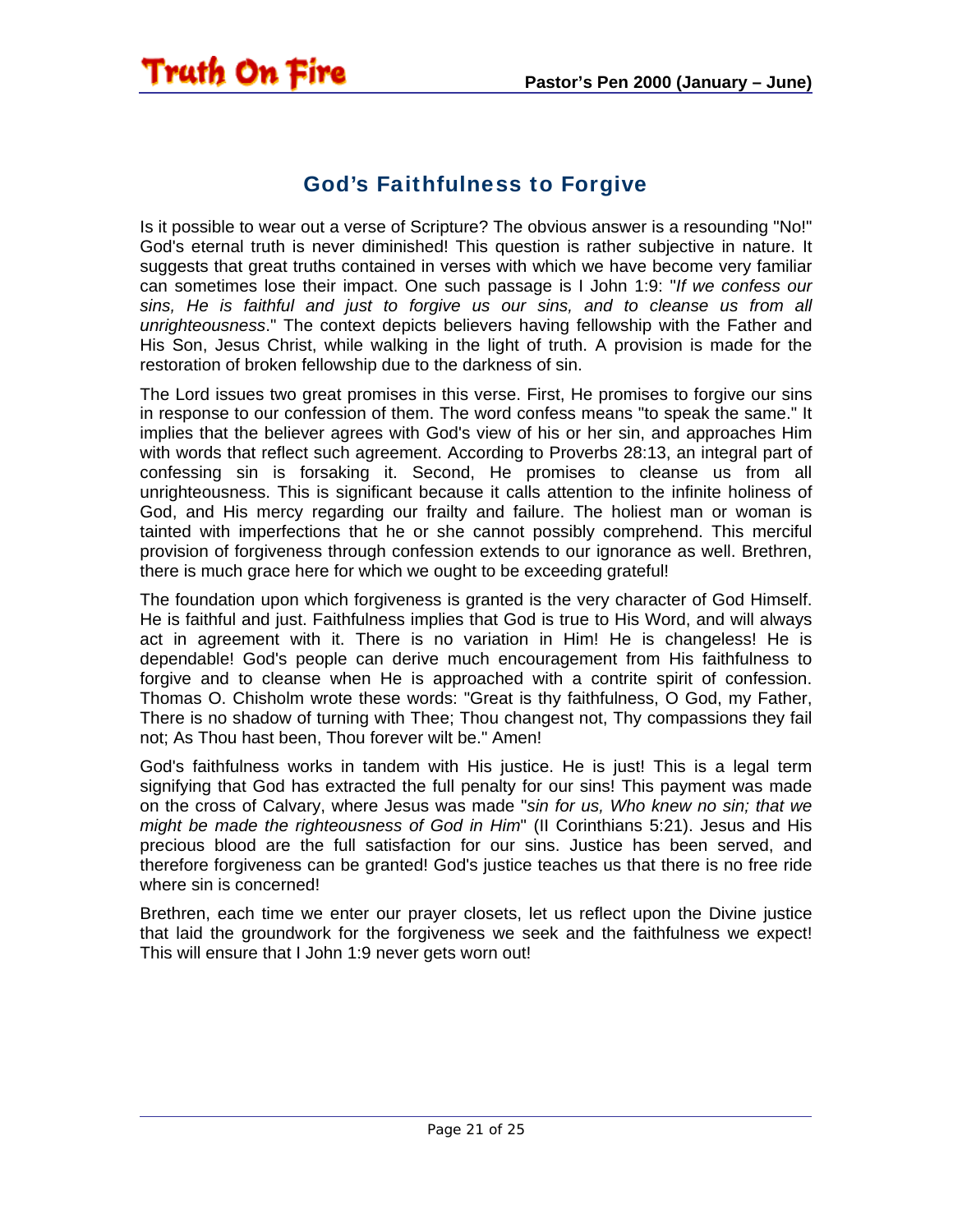## God's Faithfulness to Forgive

Is it possible to wear out a verse of Scripture? The obvious answer is a resounding "No!" God's eternal truth is never diminished! This question is rather subjective in nature. It suggests that great truths contained in verses with which we have become very familiar can sometimes lose their impact. One such passage is I John 1:9: "*If we confess our sins, He is faithful and just to forgive us our sins, and to cleanse us from all unrighteousness*." The context depicts believers having fellowship with the Father and His Son, Jesus Christ, while walking in the light of truth. A provision is made for the restoration of broken fellowship due to the darkness of sin.

The Lord issues two great promises in this verse. First, He promises to forgive our sins in response to our confession of them. The word confess means "to speak the same." It implies that the believer agrees with God's view of his or her sin, and approaches Him with words that reflect such agreement. According to Proverbs 28:13, an integral part of confessing sin is forsaking it. Second, He promises to cleanse us from all unrighteousness. This is significant because it calls attention to the infinite holiness of God, and His mercy regarding our frailty and failure. The holiest man or woman is tainted with imperfections that he or she cannot possibly comprehend. This merciful provision of forgiveness through confession extends to our ignorance as well. Brethren, there is much grace here for which we ought to be exceeding grateful!

The foundation upon which forgiveness is granted is the very character of God Himself. He is faithful and just. Faithfulness implies that God is true to His Word, and will always act in agreement with it. There is no variation in Him! He is changeless! He is dependable! God's people can derive much encouragement from His faithfulness to forgive and to cleanse when He is approached with a contrite spirit of confession. Thomas O. Chisholm wrote these words: "Great is thy faithfulness, O God, my Father, There is no shadow of turning with Thee; Thou changest not, Thy compassions they fail not; As Thou hast been, Thou forever wilt be." Amen!

God's faithfulness works in tandem with His justice. He is just! This is a legal term signifying that God has extracted the full penalty for our sins! This payment was made on the cross of Calvary, where Jesus was made "*sin for us, Who knew no sin; that we might be made the righteousness of God in Him*" (II Corinthians 5:21). Jesus and His precious blood are the full satisfaction for our sins. Justice has been served, and therefore forgiveness can be granted! God's justice teaches us that there is no free ride where sin is concerned!

Brethren, each time we enter our prayer closets, let us reflect upon the Divine justice that laid the groundwork for the forgiveness we seek and the faithfulness we expect! This will ensure that I John 1:9 never gets worn out!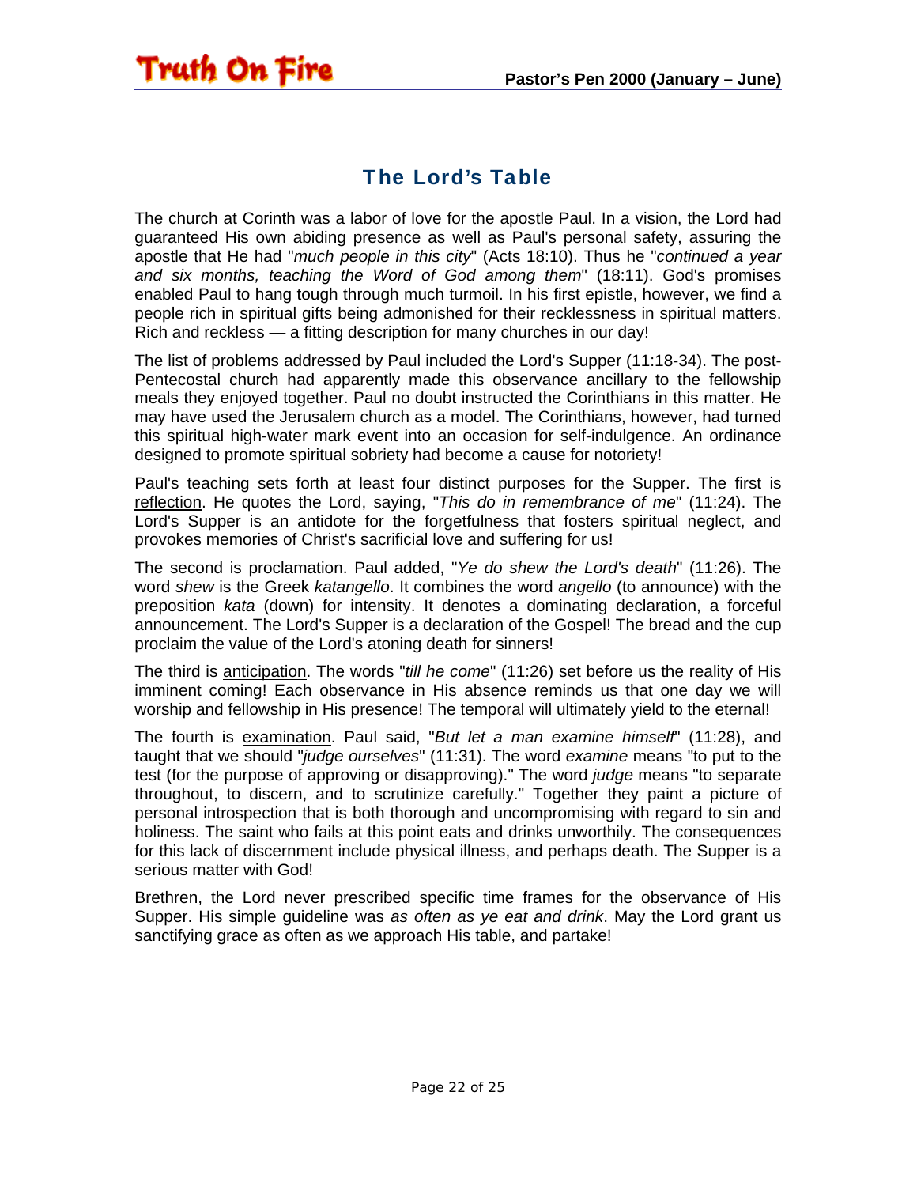## The Lord's Table

The church at Corinth was a labor of love for the apostle Paul. In a vision, the Lord had guaranteed His own abiding presence as well as Paul's personal safety, assuring the apostle that He had "*much people in this city*" (Acts 18:10). Thus he "*continued a year and six months, teaching the Word of God among them*" (18:11). God's promises enabled Paul to hang tough through much turmoil. In his first epistle, however, we find a people rich in spiritual gifts being admonished for their recklessness in spiritual matters. Rich and reckless — a fitting description for many churches in our day!

The list of problems addressed by Paul included the Lord's Supper (11:18-34). The post-Pentecostal church had apparently made this observance ancillary to the fellowship meals they enjoyed together. Paul no doubt instructed the Corinthians in this matter. He may have used the Jerusalem church as a model. The Corinthians, however, had turned this spiritual high-water mark event into an occasion for self-indulgence. An ordinance designed to promote spiritual sobriety had become a cause for notoriety!

Paul's teaching sets forth at least four distinct purposes for the Supper. The first is reflection. He quotes the Lord, saying, "*This do in remembrance of me*" (11:24). The Lord's Supper is an antidote for the forgetfulness that fosters spiritual neglect, and provokes memories of Christ's sacrificial love and suffering for us!

The second is proclamation. Paul added, "*Ye do shew the Lord's death*" (11:26). The word *shew* is the Greek *katangello*. It combines the word *angello* (to announce) with the preposition *kata* (down) for intensity. It denotes a dominating declaration, a forceful announcement. The Lord's Supper is a declaration of the Gospel! The bread and the cup proclaim the value of the Lord's atoning death for sinners!

The third is anticipation. The words "*till he come*" (11:26) set before us the reality of His imminent coming! Each observance in His absence reminds us that one day we will worship and fellowship in His presence! The temporal will ultimately yield to the eternal!

The fourth is examination. Paul said, "*But let a man examine himself*" (11:28), and taught that we should "*judge ourselves*" (11:31). The word *examine* means "to put to the test (for the purpose of approving or disapproving)." The word *judge* means "to separate throughout, to discern, and to scrutinize carefully." Together they paint a picture of personal introspection that is both thorough and uncompromising with regard to sin and holiness. The saint who fails at this point eats and drinks unworthily. The consequences for this lack of discernment include physical illness, and perhaps death. The Supper is a serious matter with God!

Brethren, the Lord never prescribed specific time frames for the observance of His Supper. His simple guideline was *as often as ye eat and drink*. May the Lord grant us sanctifying grace as often as we approach His table, and partake!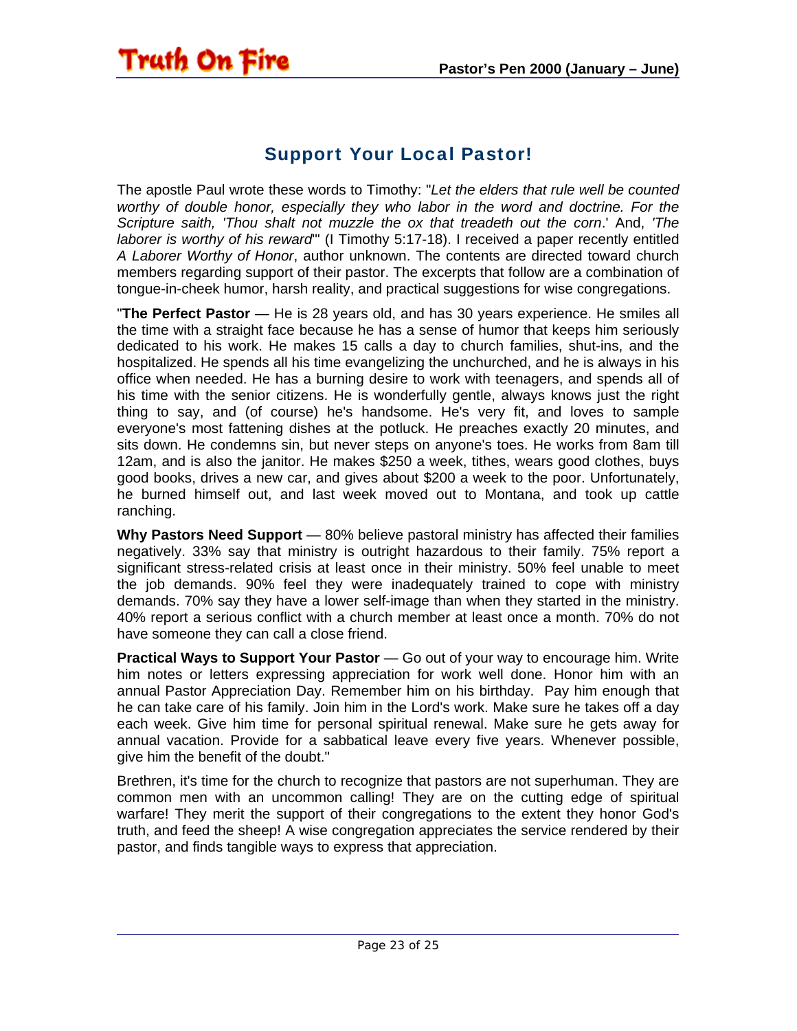## Support Your Local Pastor!

The apostle Paul wrote these words to Timothy: "*Let the elders that rule well be counted worthy of double honor, especially they who labor in the word and doctrine. For the Scripture saith, 'Thou shalt not muzzle the ox that treadeth out the corn*.' And, *'The laborer is worthy of his reward*'" (I Timothy 5:17-18). I received a paper recently entitled *A Laborer Worthy of Honor*, author unknown. The contents are directed toward church members regarding support of their pastor. The excerpts that follow are a combination of tongue-in-cheek humor, harsh reality, and practical suggestions for wise congregations.

"**The Perfect Pastor** — He is 28 years old, and has 30 years experience. He smiles all the time with a straight face because he has a sense of humor that keeps him seriously dedicated to his work. He makes 15 calls a day to church families, shut-ins, and the hospitalized. He spends all his time evangelizing the unchurched, and he is always in his office when needed. He has a burning desire to work with teenagers, and spends all of his time with the senior citizens. He is wonderfully gentle, always knows just the right thing to say, and (of course) he's handsome. He's very fit, and loves to sample everyone's most fattening dishes at the potluck. He preaches exactly 20 minutes, and sits down. He condemns sin, but never steps on anyone's toes. He works from 8am till 12am, and is also the janitor. He makes $250 a week, tithes, wears good clothes, buys good books, drives a new car, and gives about $200 a week to the poor. Unfortunately, he burned himself out, and last week moved out to Montana, and took up cattle ranching.

**Why Pastors Need Support** — 80% believe pastoral ministry has affected their families negatively. 33% say that ministry is outright hazardous to their family. 75% report a significant stress-related crisis at least once in their ministry. 50% feel unable to meet the job demands. 90% feel they were inadequately trained to cope with ministry demands. 70% say they have a lower self-image than when they started in the ministry. 40% report a serious conflict with a church member at least once a month. 70% do not have someone they can call a close friend.

**Practical Ways to Support Your Pastor** — Go out of your way to encourage him. Write him notes or letters expressing appreciation for work well done. Honor him with an annual Pastor Appreciation Day. Remember him on his birthday. Pay him enough that he can take care of his family. Join him in the Lord's work. Make sure he takes off a day each week. Give him time for personal spiritual renewal. Make sure he gets away for annual vacation. Provide for a sabbatical leave every five years. Whenever possible, give him the benefit of the doubt."

Brethren, it's time for the church to recognize that pastors are not superhuman. They are common men with an uncommon calling! They are on the cutting edge of spiritual warfare! They merit the support of their congregations to the extent they honor God's truth, and feed the sheep! A wise congregation appreciates the service rendered by their pastor, and finds tangible ways to express that appreciation.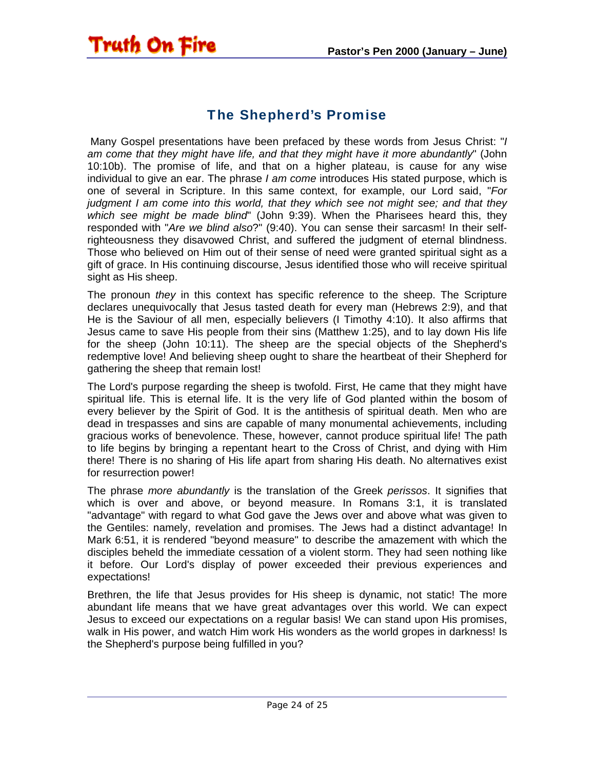## The Shepherd's Promise

Many Gospel presentations have been prefaced by these words from Jesus Christ: "*I am come that they might have life, and that they might have it more abundantly*" (John 10:10b). The promise of life, and that on a higher plateau, is cause for any wise individual to give an ear. The phrase *I am come* introduces His stated purpose, which is one of several in Scripture. In this same context, for example, our Lord said, "*For judgment I am come into this world, that they which see not might see; and that they which see might be made blind*" (John 9:39). When the Pharisees heard this, they responded with "*Are we blind also*?" (9:40). You can sense their sarcasm! In their self-righteousness they disavowed Christ, and suffered the judgment of eternal blindness. Those who believed on Him out of their sense of need were granted spiritual sight as a gift of grace. In His continuing discourse, Jesus identified those who will receive spiritual sight as His sheep.

The pronoun *they* in this context has specific reference to the sheep. The Scripture declares unequivocally that Jesus tasted death for every man (Hebrews 2:9), and that He is the Saviour of all men, especially believers (I Timothy 4:10). It also affirms that Jesus came to save His people from their sins (Matthew 1:25), and to lay down His life for the sheep (John 10:11). The sheep are the special objects of the Shepherd's redemptive love! And believing sheep ought to share the heartbeat of their Shepherd for gathering the sheep that remain lost!

The Lord's purpose regarding the sheep is twofold. First, He came that they might have spiritual life. This is eternal life. It is the very life of God planted within the bosom of every believer by the Spirit of God. It is the antithesis of spiritual death. Men who are dead in trespasses and sins are capable of many monumental achievements, including gracious works of benevolence. These, however, cannot produce spiritual life! The path to life begins by bringing a repentant heart to the Cross of Christ, and dying with Him there! There is no sharing of His life apart from sharing His death. No alternatives exist for resurrection power!

The phrase *more abundantly* is the translation of the Greek *perissos*. It signifies that which is over and above, or beyond measure. In Romans 3:1, it is translated "advantage" with regard to what God gave the Jews over and above what was given to the Gentiles: namely, revelation and promises. The Jews had a distinct advantage! In Mark 6:51, it is rendered "beyond measure" to describe the amazement with which the disciples beheld the immediate cessation of a violent storm. They had seen nothing like it before. Our Lord's display of power exceeded their previous experiences and expectations!

Brethren, the life that Jesus provides for His sheep is dynamic, not static! The more abundant life means that we have great advantages over this world. We can expect Jesus to exceed our expectations on a regular basis! We can stand upon His promises, walk in His power, and watch Him work His wonders as the world gropes in darkness! Is the Shepherd's purpose being fulfilled in you?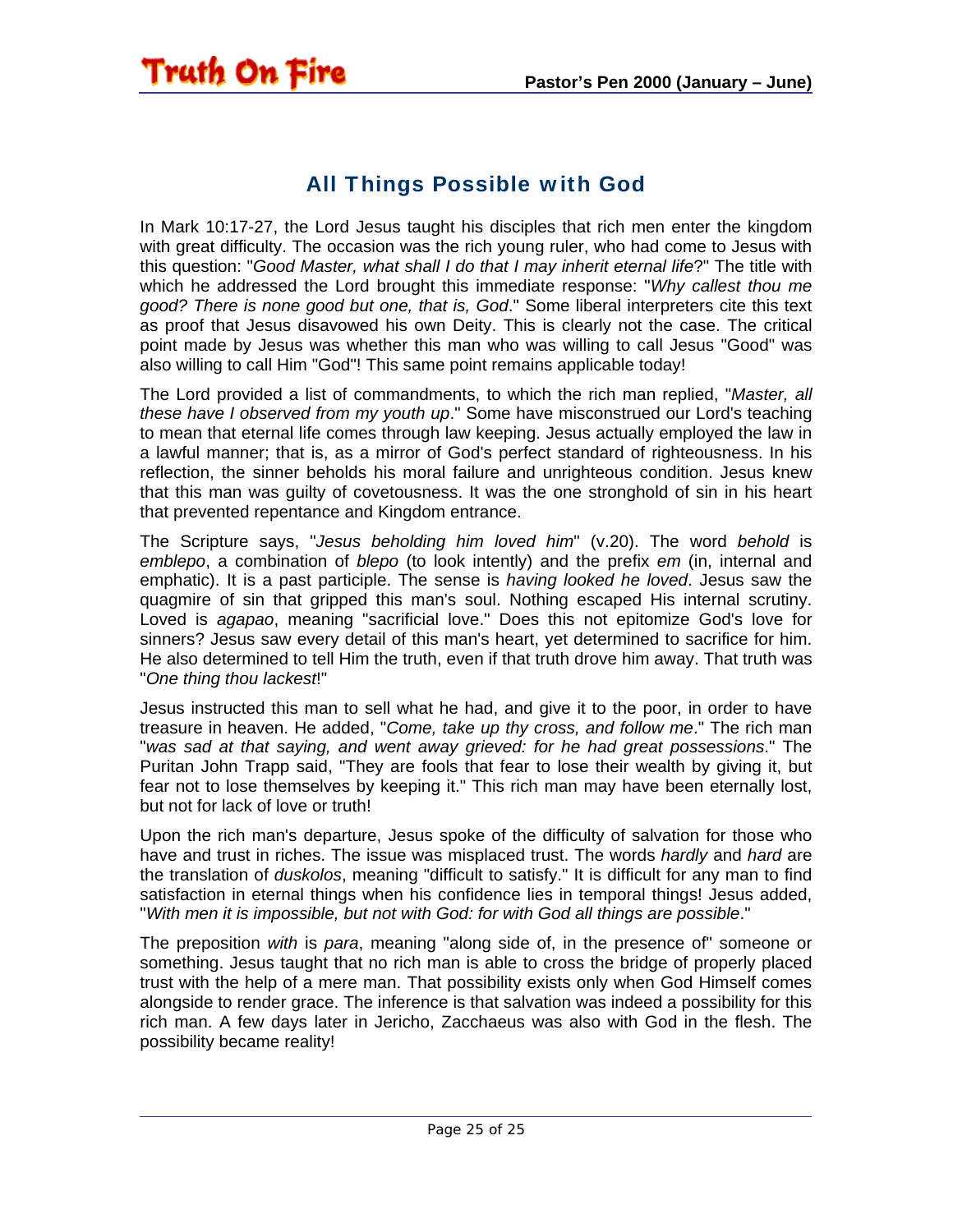## All Things Possible with God

In Mark 10:17-27, the Lord Jesus taught his disciples that rich men enter the kingdom with great difficulty. The occasion was the rich young ruler, who had come to Jesus with this question: "*Good Master, what shall I do that I may inherit eternal life*?" The title with which he addressed the Lord brought this immediate response: "*Why callest thou me good? There is none good but one, that is, God*." Some liberal interpreters cite this text as proof that Jesus disavowed his own Deity. This is clearly not the case. The critical point made by Jesus was whether this man who was willing to call Jesus "Good" was also willing to call Him "God"! This same point remains applicable today!

The Lord provided a list of commandments, to which the rich man replied, "*Master, all these have I observed from my youth up*." Some have misconstrued our Lord's teaching to mean that eternal life comes through law keeping. Jesus actually employed the law in a lawful manner; that is, as a mirror of God's perfect standard of righteousness. In his reflection, the sinner beholds his moral failure and unrighteous condition. Jesus knew that this man was guilty of covetousness. It was the one stronghold of sin in his heart that prevented repentance and Kingdom entrance.

The Scripture says, "*Jesus beholding him loved him*" (v.20). The word *behold* is *emblepo*, a combination of *blepo* (to look intently) and the prefix *em* (in, internal and emphatic). It is a past participle. The sense is *having looked he loved*. Jesus saw the quagmire of sin that gripped this man's soul. Nothing escaped His internal scrutiny. Loved is *agapao*, meaning "sacrificial love." Does this not epitomize God's love for sinners? Jesus saw every detail of this man's heart, yet determined to sacrifice for him. He also determined to tell Him the truth, even if that truth drove him away. That truth was "*One thing thou lackest*!"

Jesus instructed this man to sell what he had, and give it to the poor, in order to have treasure in heaven. He added, "*Come, take up thy cross, and follow me*." The rich man "*was sad at that saying, and went away grieved: for he had great possessions*." The Puritan John Trapp said, "They are fools that fear to lose their wealth by giving it, but fear not to lose themselves by keeping it." This rich man may have been eternally lost, but not for lack of love or truth!

Upon the rich man's departure, Jesus spoke of the difficulty of salvation for those who have and trust in riches. The issue was misplaced trust. The words *hardly* and *hard* are the translation of *duskolos*, meaning "difficult to satisfy." It is difficult for any man to find satisfaction in eternal things when his confidence lies in temporal things! Jesus added, "*With men it is impossible, but not with God: for with God all things are possible*."

The preposition *with* is *para*, meaning "along side of, in the presence of" someone or something. Jesus taught that no rich man is able to cross the bridge of properly placed trust with the help of a mere man. That possibility exists only when God Himself comes alongside to render grace. The inference is that salvation was indeed a possibility for this rich man. A few days later in Jericho, Zacchaeus was also with God in the flesh. The possibility became reality!